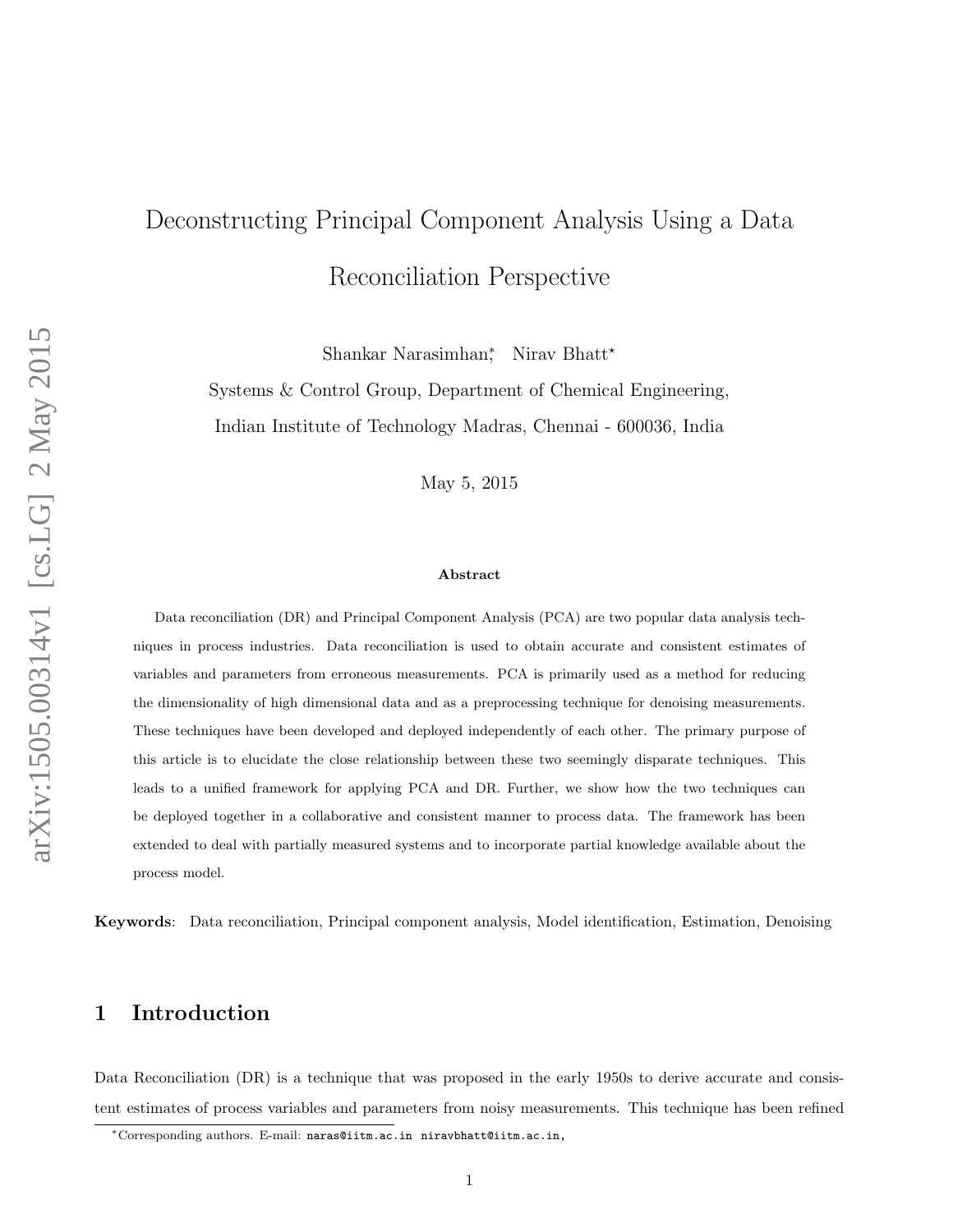# Deconstructing Principal Component Analysis Using a Data Reconciliation Perspective

Shankar Narasimhan,* Nirav Bhatt*

Systems & Control Group, Department of Chemical Engineering,

Indian Institute of Technology Madras, Chennai - 600036, India

May 5, 2015

### Abstract

Data reconciliation (DR) and Principal Component Analysis (PCA) are two popular data analysis techniques in process industries. Data reconciliation is used to obtain accurate and consistent estimates of variables and parameters from erroneous measurements. PCA is primarily used as a method for reducing the dimensionality of high dimensional data and as a preprocessing technique for denoising measurements. These techniques have been developed and deployed independently of each other. The primary purpose of this article is to elucidate the close relationship between these two seemingly disparate techniques. This leads to a unified framework for applying PCA and DR. Further, we show how the two techniques can be deployed together in a collaborative and consistent manner to process data. The framework has been extended to deal with partially measured systems and to incorporate partial knowledge available about the process model.

**Keywords**: Data reconciliation, Principal component analysis, Model identification, Estimation, Denoising

## 1 Introduction

Data Reconciliation (DR) is a technique that was proposed in the early 1950s to derive accurate and consistent estimates of process variables and parameters from noisy measurements. This technique has been refined

*Corresponding authors. E-mail: naras@iitm.ac.in niravbhatt@iitm.ac.in,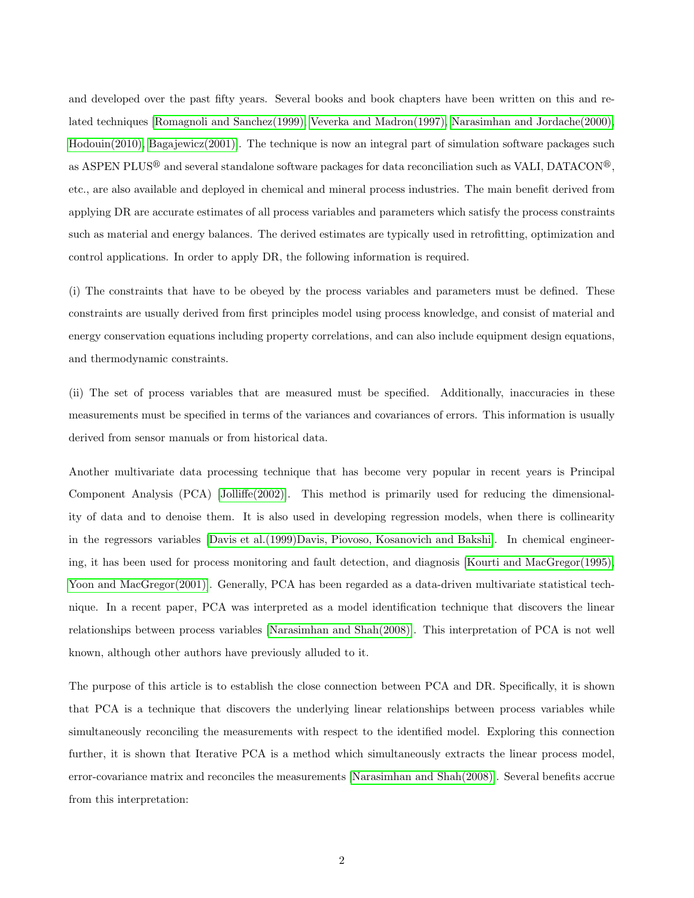and developed over the past fifty years. Several books and book chapters have been written on this and related techniques [Romagnoli and Sanchez(1999), Veverka and Madron(1997), Narasimhan and Jordache(2000), Hodouin(2010), Bagajewicz(2001)]. The technique is now an integral part of simulation software packages such as ASPEN PLUS® and several standalone software packages for data reconciliation such as VALI, DATACON®, etc., are also available and deployed in chemical and mineral process industries. The main benefit derived from applying DR are accurate estimates of all process variables and parameters which satisfy the process constraints such as material and energy balances. The derived estimates are typically used in retrofitting, optimization and control applications. In order to apply DR, the following information is required.

(i) The constraints that have to be obeyed by the process variables and parameters must be defined. These constraints are usually derived from first principles model using process knowledge, and consist of material and energy conservation equations including property correlations, and can also include equipment design equations, and thermodynamic constraints.

(ii) The set of process variables that are measured must be specified. Additionally, inaccuracies in these measurements must be specified in terms of the variances and covariances of errors. This information is usually derived from sensor manuals or from historical data.

Another multivariate data processing technique that has become very popular in recent years is Principal Component Analysis (PCA) [Jolliffe(2002)]. This method is primarily used for reducing the dimensionality of data and to denoise them. It is also used in developing regression models, when there is collinearity in the regressors variables [Davis et al.(1999)Davis, Piovoso, Kosanovich and Bakshi]. In chemical engineering, it has been used for process monitoring and fault detection, and diagnosis [Kourti and MacGregor(1995), Yoon and MacGregor(2001)]. Generally, PCA has been regarded as a data-driven multivariate statistical technique. In a recent paper, PCA was interpreted as a model identification technique that discovers the linear relationships between process variables [Narasimhan and Shah(2008)]. This interpretation of PCA is not well known, although other authors have previously alluded to it.

The purpose of this article is to establish the close connection between PCA and DR. Specifically, it is shown that PCA is a technique that discovers the underlying linear relationships between process variables while simultaneously reconciling the measurements with respect to the identified model. Exploring this connection further, it is shown that Iterative PCA is a method which simultaneously extracts the linear process model, error-covariance matrix and reconciles the measurements [Narasimhan and Shah(2008)]. Several benefits accrue from this interpretation: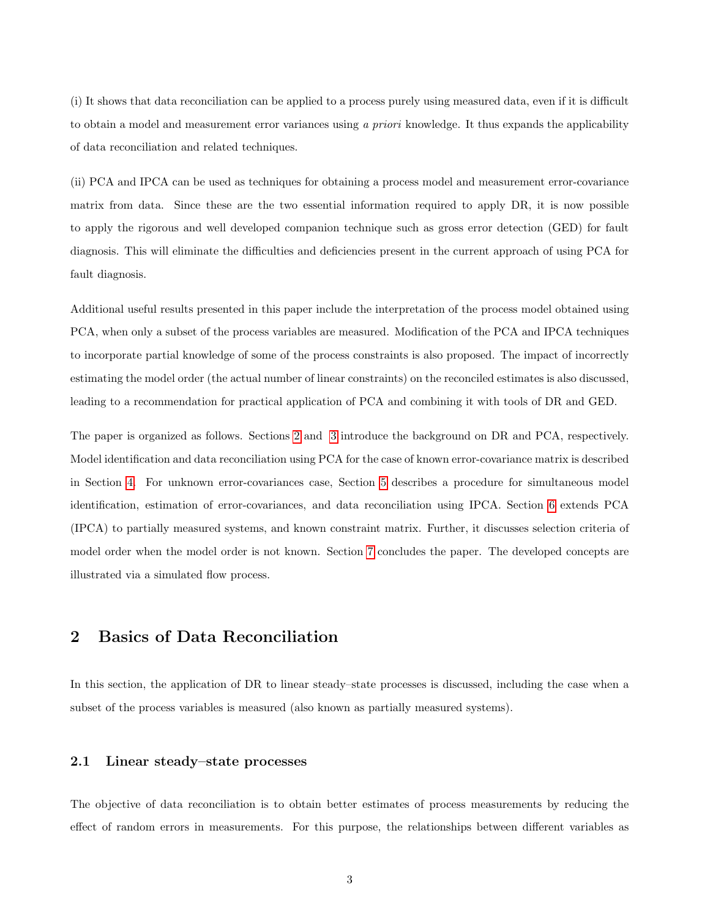(i) It shows that data reconciliation can be applied to a process purely using measured data, even if it is difficult to obtain a model and measurement error variances using *a priori* knowledge. It thus expands the applicability of data reconciliation and related techniques.

(ii) PCA and IPCA can be used as techniques for obtaining a process model and measurement error-covariance matrix from data. Since these are the two essential information required to apply DR, it is now possible to apply the rigorous and well developed companion technique such as gross error detection (GED) for fault diagnosis. This will eliminate the difficulties and deficiencies present in the current approach of using PCA for fault diagnosis.

Additional useful results presented in this paper include the interpretation of the process model obtained using PCA, when only a subset of the process variables are measured. Modification of the PCA and IPCA techniques to incorporate partial knowledge of some of the process constraints is also proposed. The impact of incorrectly estimating the model order (the actual number of linear constraints) on the reconciled estimates is also discussed, leading to a recommendation for practical application of PCA and combining it with tools of DR and GED.

The paper is organized as follows. Sections 2 and 3 introduce the background on DR and PCA, respectively. Model identification and data reconciliation using PCA for the case of known error-covariance matrix is described in Section 4. For unknown error-covariances case, Section 5 describes a procedure for simultaneous model identification, estimation of error-covariances, and data reconciliation using IPCA. Section 6 extends PCA (IPCA) to partially measured systems, and known constraint matrix. Further, it discusses selection criteria of model order when the model order is not known. Section 7 concludes the paper. The developed concepts are illustrated via a simulated flow process.

## 2 Basics of Data Reconciliation

In this section, the application of DR to linear steady–state processes is discussed, including the case when a subset of the process variables is measured (also known as partially measured systems).

### 2.1 Linear steady–state processes

The objective of data reconciliation is to obtain better estimates of process measurements by reducing the effect of random errors in measurements. For this purpose, the relationships between different variables as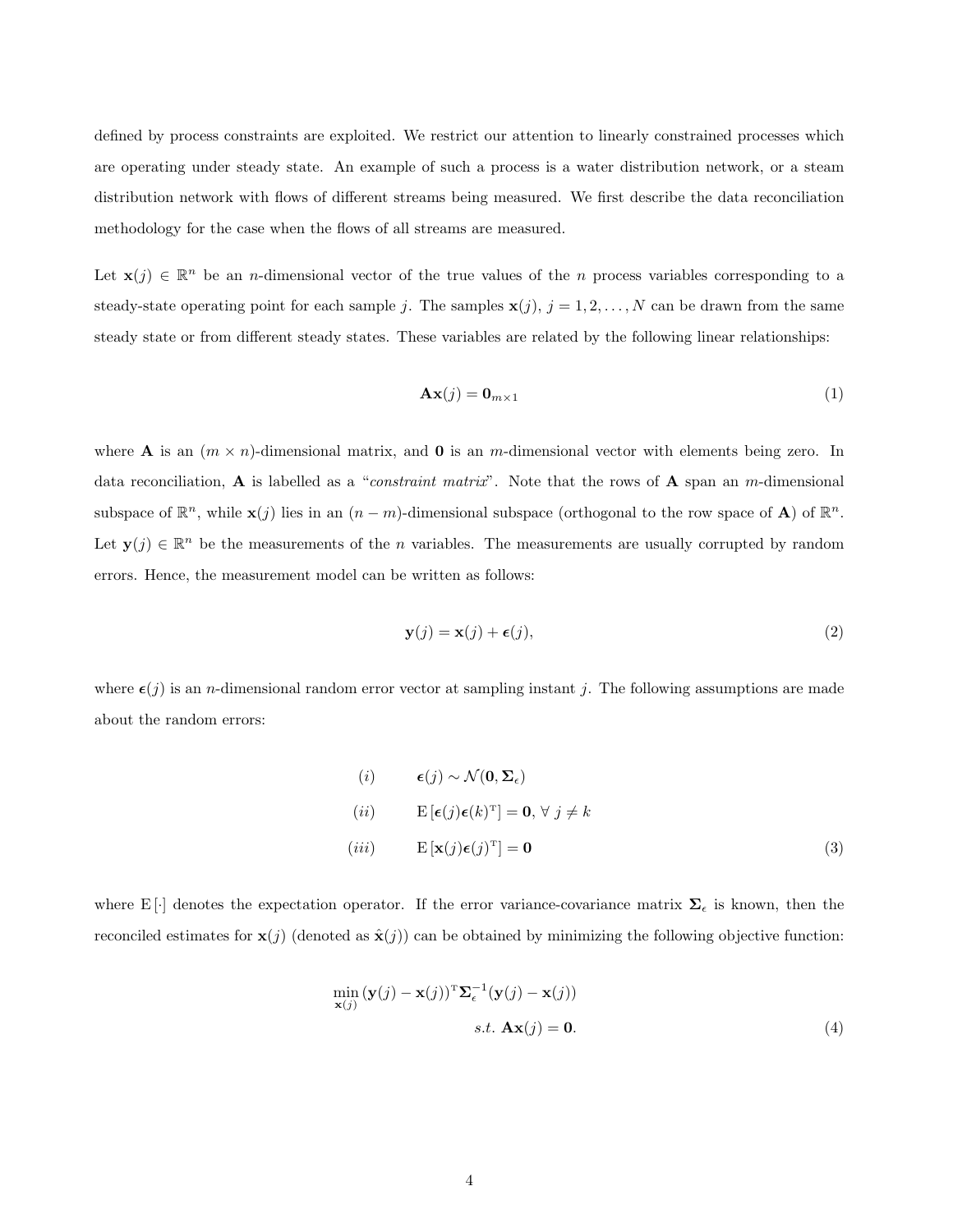defined by process constraints are exploited. We restrict our attention to linearly constrained processes which are operating under steady state. An example of such a process is a water distribution network, or a steam distribution network with flows of different streams being measured. We first describe the data reconciliation methodology for the case when the flows of all streams are measured.

Let $\mathbf{x}(j) \in \mathbb{R}^n$ be an $n$-dimensional vector of the true values of the $n$ process variables corresponding to a steady-state operating point for each sample $j$. The samples $\mathbf{x}(j)$, $j = 1, 2, \ldots, N$ can be drawn from the same steady state or from different steady states. These variables are related by the following linear relationships:

$$\mathbf{A}\mathbf{x}(j) = \mathbf{0}_{m\times 1} \tag{1}$$

where $\mathbf{A}$ is an $(m \times n)$-dimensional matrix, and $\mathbf{0}$ is an $m$-dimensional vector with elements being zero. In data reconciliation, $\mathbf{A}$ is labelled as a "*constraint matrix*". Note that the rows of $\mathbf{A}$ span an $m$-dimensional subspace of $\mathbb{R}^n$, while $\mathbf{x}(j)$ lies in an $(n-m)$-dimensional subspace (orthogonal to the row space of $\mathbf{A}$) of $\mathbb{R}^n$. Let $\mathbf{y}(j) \in \mathbb{R}^n$ be the measurements of the $n$ variables. The measurements are usually corrupted by random errors. Hence, the measurement model can be written as follows:

$$\mathbf{y}(j) = \mathbf{x}(j) + \boldsymbol{\epsilon}(j), \tag{2}$$

where $\boldsymbol{\epsilon}(j)$ is an $n$-dimensional random error vector at sampling instant $j$. The following assumptions are made about the random errors:

$$\begin{aligned}
(i) \qquad & \boldsymbol{\epsilon}(j) \sim \mathcal{N}(\mathbf{0}, \boldsymbol{\Sigma}_\epsilon) \\
(ii) \qquad & \mathrm{E}\left[\boldsymbol{\epsilon}(j)\boldsymbol{\epsilon}(k)^{\mathrm{T}}\right] = \mathbf{0},\ \forall\ j \neq k \\
(iii) \qquad & \mathrm{E}\left[\mathbf{x}(j)\boldsymbol{\epsilon}(j)^{\mathrm{T}}\right] = \mathbf{0}
\end{aligned} \tag{3}$$

where $\mathrm{E}\left[\cdot\right]$ denotes the expectation operator. If the error variance-covariance matrix $\boldsymbol{\Sigma}_\epsilon$ is known, then the reconciled estimates for $\mathbf{x}(j)$ (denoted as $\hat{\mathbf{x}}(j)$) can be obtained by minimizing the following objective function:

$$\begin{aligned}
\min_{\mathbf{x}(j)} \, & (\mathbf{y}(j) - \mathbf{x}(j))^{\mathrm{T}} \boldsymbol{\Sigma}_\epsilon^{-1} (\mathbf{y}(j) - \mathbf{x}(j)) \\
& s.t.\ \mathbf{A}\mathbf{x}(j) = \mathbf{0}.
\end{aligned} \tag{4}$$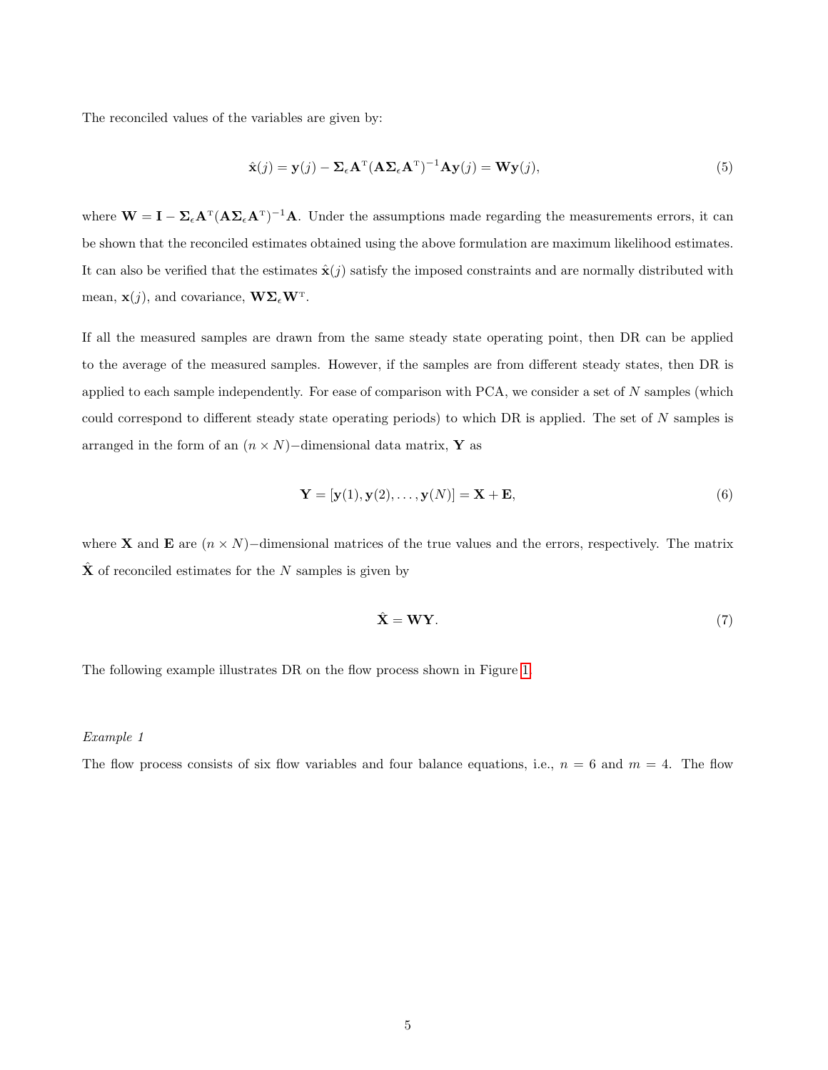The reconciled values of the variables are given by:

$$\hat{\mathbf{x}}(j) = \mathbf{y}(j) - \mathbf{\Sigma}_\epsilon \mathbf{A}^{\mathrm{T}}(\mathbf{A}\mathbf{\Sigma}_\epsilon \mathbf{A}^{\mathrm{T}})^{-1}\mathbf{A}\mathbf{y}(j) = \mathbf{W}\mathbf{y}(j), \tag{5}$$

where $\mathbf{W} = \mathbf{I} - \mathbf{\Sigma}_\epsilon \mathbf{A}^{\mathrm{T}}(\mathbf{A}\mathbf{\Sigma}_\epsilon \mathbf{A}^{\mathrm{T}})^{-1}\mathbf{A}$. Under the assumptions made regarding the measurements errors, it can be shown that the reconciled estimates obtained using the above formulation are maximum likelihood estimates. It can also be verified that the estimates $\hat{\mathbf{x}}(j)$ satisfy the imposed constraints and are normally distributed with mean, $\mathbf{x}(j)$, and covariance, $\mathbf{W}\mathbf{\Sigma}_\epsilon\mathbf{W}^{\mathrm{T}}$.

If all the measured samples are drawn from the same steady state operating point, then DR can be applied to the average of the measured samples. However, if the samples are from different steady states, then DR is applied to each sample independently. For ease of comparison with PCA, we consider a set of $N$ samples (which could correspond to different steady state operating periods) to which DR is applied. The set of $N$ samples is arranged in the form of an $(n \times N)-$dimensional data matrix, $\mathbf{Y}$ as

$$\mathbf{Y} = [\mathbf{y}(1), \mathbf{y}(2), \ldots, \mathbf{y}(N)] = \mathbf{X} + \mathbf{E}, \tag{6}$$

where $\mathbf{X}$ and $\mathbf{E}$ are $(n \times N)-$dimensional matrices of the true values and the errors, respectively. The matrix $\hat{\mathbf{X}}$ of reconciled estimates for the $N$ samples is given by

$$\hat{\mathbf{X}} = \mathbf{W}\mathbf{Y}. \tag{7}$$

The following example illustrates DR on the flow process shown in Figure 1.

*Example 1*

The flow process consists of six flow variables and four balance equations, i.e., $n = 6$ and $m = 4$. The flow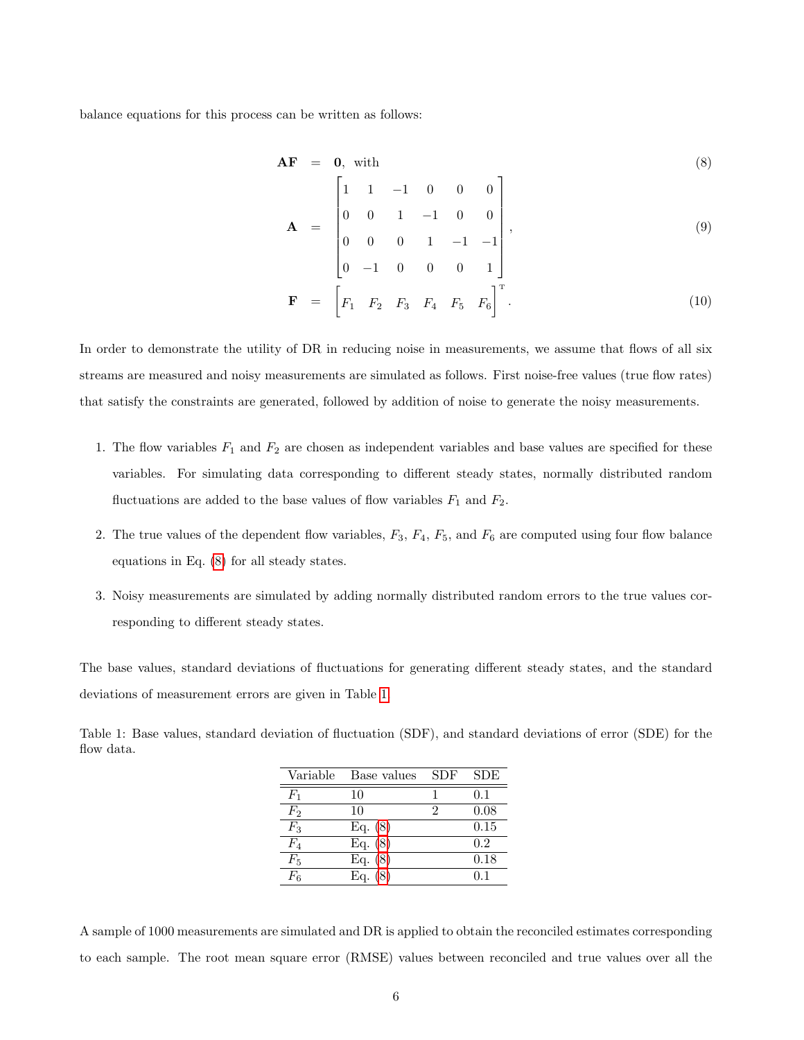balance equations for this process can be written as follows:

$$
\begin{aligned}
\mathbf{AF} &= \mathbf{0}, \text{ with} \quad (8)\\
\mathbf{A} &= \begin{bmatrix} 1 & 1 & -1 & 0 & 0 & 0 \\ 0 & 0 & 1 & -1 & 0 & 0 \\ 0 & 0 & 0 & 1 & -1 & -1 \\ 0 & -1 & 0 & 0 & 0 & 1 \end{bmatrix}, \quad (9)\\
\mathbf{F} &= \begin{bmatrix} F_1 & F_2 & F_3 & F_4 & F_5 & F_6 \end{bmatrix}^{\mathrm{T}}. \quad (10)
\end{aligned}
$$

In order to demonstrate the utility of DR in reducing noise in measurements, we assume that flows of all six streams are measured and noisy measurements are simulated as follows. First noise-free values (true flow rates) that satisfy the constraints are generated, followed by addition of noise to generate the noisy measurements.

1. The flow variables $F_1$ and $F_2$ are chosen as independent variables and base values are specified for these variables. For simulating data corresponding to different steady states, normally distributed random fluctuations are added to the base values of flow variables $F_1$ and $F_2$.
2. The true values of the dependent flow variables, $F_3$, $F_4$, $F_5$, and $F_6$ are computed using four flow balance equations in Eq. (8) for all steady states.
3. Noisy measurements are simulated by adding normally distributed random errors to the true values corresponding to different steady states.

The base values, standard deviations of fluctuations for generating different steady states, and the standard deviations of measurement errors are given in Table 1.

Table 1: Base values, standard deviation of fluctuation (SDF), and standard deviations of error (SDE) for the flow data.

| Variable | Base values | SDF | SDE |
|---|---|---|---|
| $F_1$ | 10 | 1 | 0.1 |
| $F_2$ | 10 | 2 | 0.08 |
| $F_3$ | Eq. (8) | | 0.15 |
| $F_4$ | Eq. (8) | | 0.2 |
| $F_5$ | Eq. (8) | | 0.18 |
| $F_6$ | Eq. (8) | | 0.1 |

A sample of 1000 measurements are simulated and DR is applied to obtain the reconciled estimates corresponding to each sample. The root mean square error (RMSE) values between reconciled and true values over all the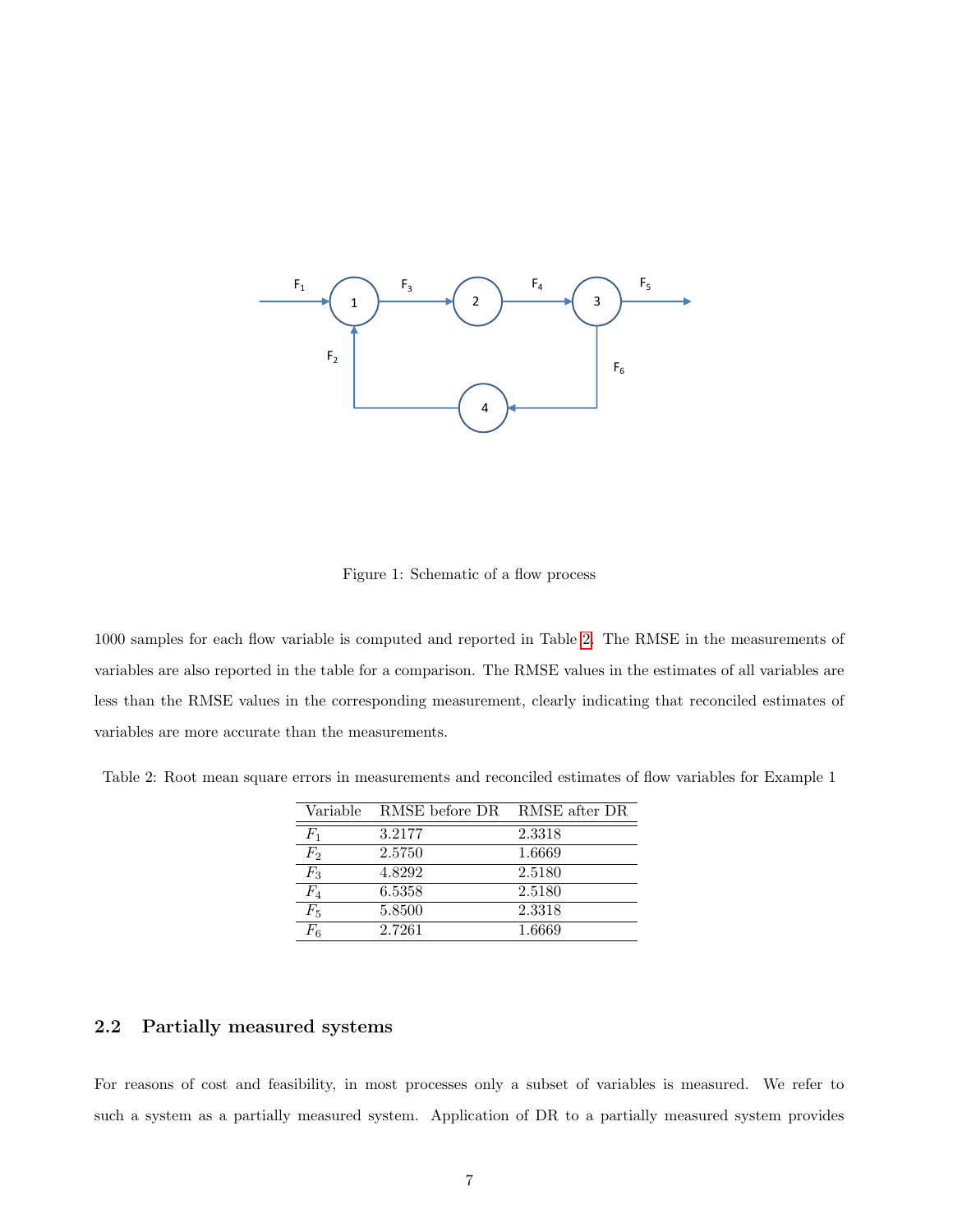F1

1

F3

2

F4

3

F5

F2

F6

4

Figure 1: Schematic of a flow process

1000 samples for each flow variable is computed and reported in Table 2. The RMSE in the measurements of variables are also reported in the table for a comparison. The RMSE values in the estimates of all variables are less than the RMSE values in the corresponding measurement, clearly indicating that reconciled estimates of variables are more accurate than the measurements.

Table 2: Root mean square errors in measurements and reconciled estimates of flow variables for Example 1

| Variable | RMSE before DR | RMSE after DR |
|---|---|---|
| $F_1$ | 3.2177 | 2.3318 |
| $F_2$ | 2.5750 | 1.6669 |
| $F_3$ | 4.8292 | 2.5180 |
| $F_4$ | 6.5358 | 2.5180 |
| $F_5$ | 5.8500 | 2.3318 |
| $F_6$ | 2.7261 | 1.6669 |

## 2.2 Partially measured systems

For reasons of cost and feasibility, in most processes only a subset of variables is measured. We refer to such a system as a partially measured system. Application of DR to a partially measured system provides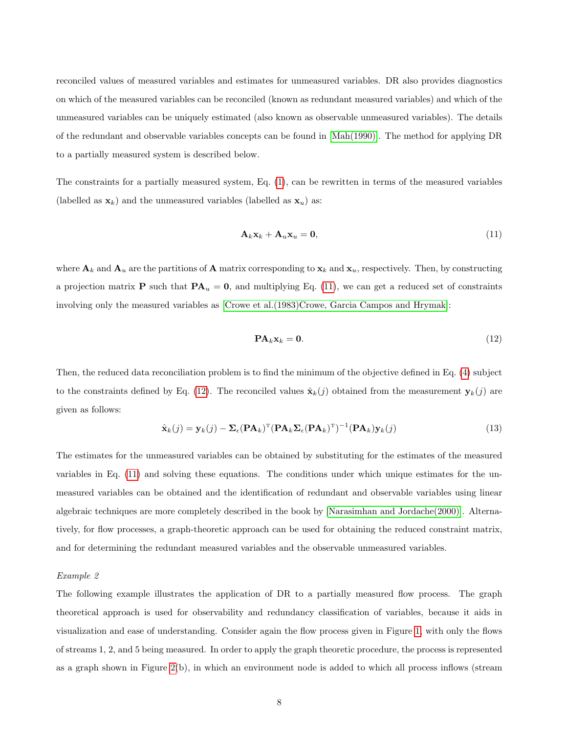reconciled values of measured variables and estimates for unmeasured variables. DR also provides diagnostics on which of the measured variables can be reconciled (known as redundant measured variables) and which of the unmeasured variables can be uniquely estimated (also known as observable unmeasured variables). The details of the redundant and observable variables concepts can be found in [Mah(1990)]. The method for applying DR to a partially measured system is described below.

The constraints for a partially measured system, Eq. (1), can be rewritten in terms of the measured variables (labelled as $\mathbf{x}_k$) and the unmeasured variables (labelled as $\mathbf{x}_u$) as:

$$\mathbf{A}_k\mathbf{x}_k + \mathbf{A}_u\mathbf{x}_u = \mathbf{0}, \tag{11}$$

where $\mathbf{A}_k$ and $\mathbf{A}_u$ are the partitions of $\mathbf{A}$ matrix corresponding to $\mathbf{x}_k$ and $\mathbf{x}_u$, respectively. Then, by constructing a projection matrix $\mathbf{P}$ such that $\mathbf{P}\mathbf{A}_u = \mathbf{0}$, and multiplying Eq. (11), we can get a reduced set of constraints involving only the measured variables as [Crowe et al.(1983)Crowe, Garcia Campos and Hrymak]:

$$\mathbf{P}\mathbf{A}_k\mathbf{x}_k = \mathbf{0}. \tag{12}$$

Then, the reduced data reconciliation problem is to find the minimum of the objective defined in Eq. (4) subject to the constraints defined by Eq. (12). The reconciled values $\hat{\mathbf{x}}_k(j)$ obtained from the measurement $\mathbf{y}_k(j)$ are given as follows:

$$\hat{\mathbf{x}}_k(j) = \mathbf{y}_k(j) - \mathbf{\Sigma}_\epsilon(\mathbf{P}\mathbf{A}_k)^{\mathrm{T}}(\mathbf{P}\mathbf{A}_k\mathbf{\Sigma}_\epsilon(\mathbf{P}\mathbf{A}_k)^{\mathrm{T}})^{-1}(\mathbf{P}\mathbf{A}_k)\mathbf{y}_k(j) \tag{13}$$

The estimates for the unmeasured variables can be obtained by substituting for the estimates of the measured variables in Eq. (11) and solving these equations. The conditions under which unique estimates for the unmeasured variables can be obtained and the identification of redundant and observable variables using linear algebraic techniques are more completely described in the book by [Narasimhan and Jordache(2000)]. Alternatively, for flow processes, a graph-theoretic approach can be used for obtaining the reduced constraint matrix, and for determining the redundant measured variables and the observable unmeasured variables.

*Example 2*

The following example illustrates the application of DR to a partially measured flow process. The graph theoretical approach is used for observability and redundancy classification of variables, because it aids in visualization and ease of understanding. Consider again the flow process given in Figure 1, with only the flows of streams 1, 2, and 5 being measured. In order to apply the graph theoretic procedure, the process is represented as a graph shown in Figure 2(b), in which an environment node is added to which all process inflows (stream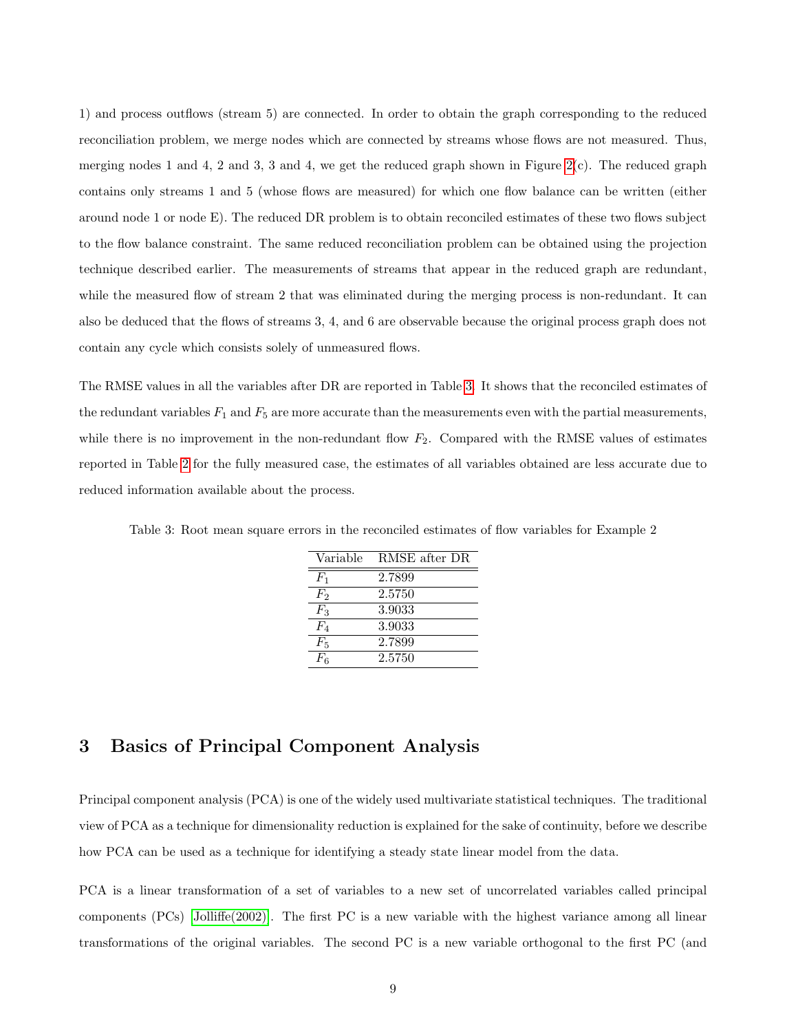1) and process outflows (stream 5) are connected. In order to obtain the graph corresponding to the reduced reconciliation problem, we merge nodes which are connected by streams whose flows are not measured. Thus, merging nodes 1 and 4, 2 and 3, 3 and 4, we get the reduced graph shown in Figure 2(c). The reduced graph contains only streams 1 and 5 (whose flows are measured) for which one flow balance can be written (either around node 1 or node E). The reduced DR problem is to obtain reconciled estimates of these two flows subject to the flow balance constraint. The same reduced reconciliation problem can be obtained using the projection technique described earlier. The measurements of streams that appear in the reduced graph are redundant, while the measured flow of stream 2 that was eliminated during the merging process is non-redundant. It can also be deduced that the flows of streams 3, 4, and 6 are observable because the original process graph does not contain any cycle which consists solely of unmeasured flows.

The RMSE values in all the variables after DR are reported in Table 3. It shows that the reconciled estimates of the redundant variables $F_1$ and $F_5$ are more accurate than the measurements even with the partial measurements, while there is no improvement in the non-redundant flow $F_2$. Compared with the RMSE values of estimates reported in Table 2 for the fully measured case, the estimates of all variables obtained are less accurate due to reduced information available about the process.

Table 3: Root mean square errors in the reconciled estimates of flow variables for Example 2

| Variable | RMSE after DR |
|---|---|
| $F_1$ | 2.7899 |
| $F_2$ | 2.5750 |
| $F_3$ | 3.9033 |
| $F_4$ | 3.9033 |
| $F_5$ | 2.7899 |
| $F_6$ | 2.5750 |

## 3 Basics of Principal Component Analysis

Principal component analysis (PCA) is one of the widely used multivariate statistical techniques. The traditional view of PCA as a technique for dimensionality reduction is explained for the sake of continuity, before we describe how PCA can be used as a technique for identifying a steady state linear model from the data.

PCA is a linear transformation of a set of variables to a new set of uncorrelated variables called principal components (PCs) [Jolliffe(2002)]. The first PC is a new variable with the highest variance among all linear transformations of the original variables. The second PC is a new variable orthogonal to the first PC (and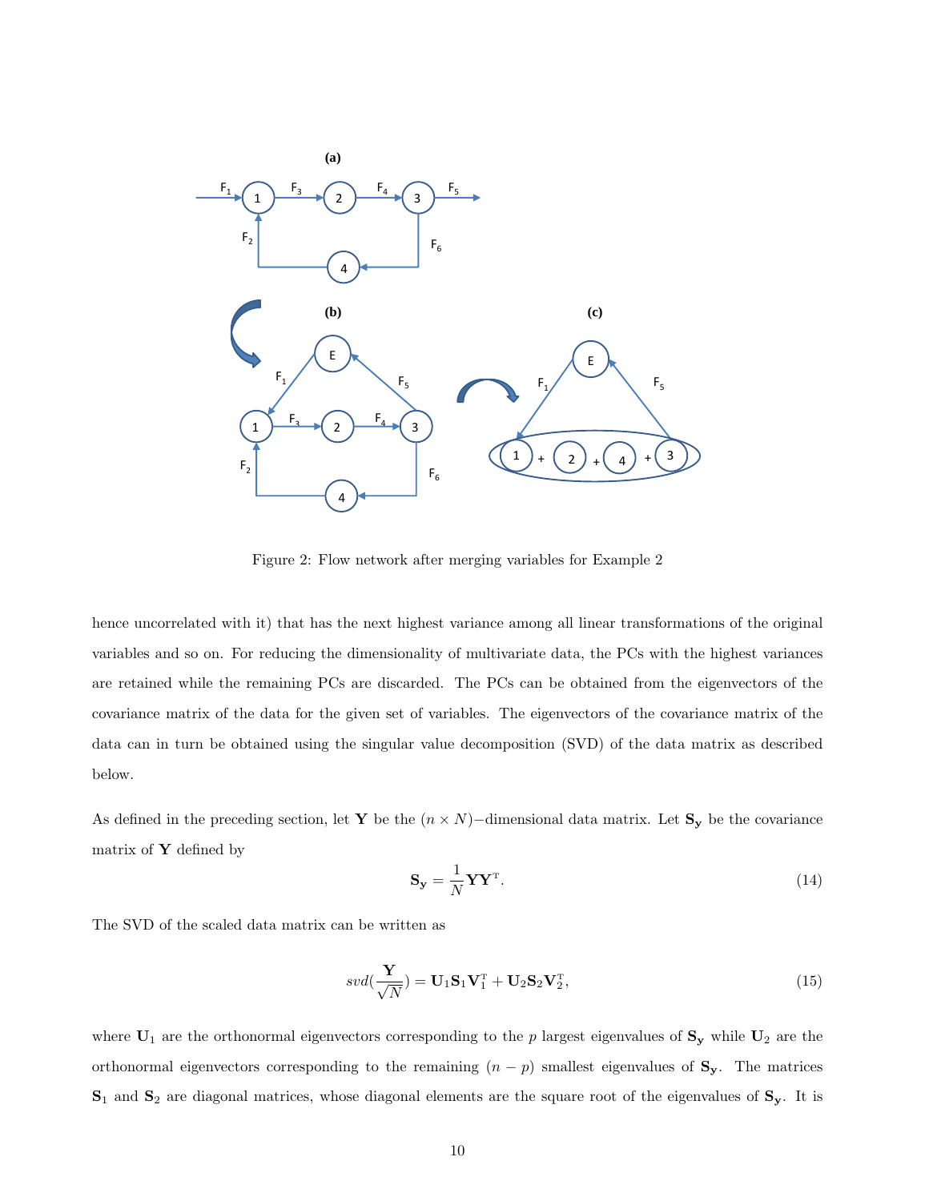(a)

F1 1 F3 2 F4 3 F5

F2 F6

4

(b)

E

F1 F5

1 F3 2 F4 3

F2 F6

4

(c)

E

F1 F5

1 + 2 + 4 + 3

Figure 2: Flow network after merging variables for Example 2

hence uncorrelated with it) that has the next highest variance among all linear transformations of the original variables and so on. For reducing the dimensionality of multivariate data, the PCs with the highest variances are retained while the remaining PCs are discarded. The PCs can be obtained from the eigenvectors of the covariance matrix of the data for the given set of variables. The eigenvectors of the covariance matrix of the data can in turn be obtained using the singular value decomposition (SVD) of the data matrix as described below.

As defined in the preceding section, let $\mathbf{Y}$ be the $(n \times N)-$dimensional data matrix. Let $\mathbf{S_y}$ be the covariance matrix of $\mathbf{Y}$ defined by

$$\mathbf{S_y} = \frac{1}{N}\mathbf{Y}\mathbf{Y}^{\mathrm{T}}. \tag{14}$$

The SVD of the scaled data matrix can be written as

$$svd(\frac{\mathbf{Y}}{\sqrt{N}}) = \mathbf{U}_1\mathbf{S}_1\mathbf{V}_1^{\mathrm{T}} + \mathbf{U}_2\mathbf{S}_2\mathbf{V}_2^{\mathrm{T}}, \tag{15}$$

where $\mathbf{U}_1$ are the orthonormal eigenvectors corresponding to the $p$ largest eigenvalues of $\mathbf{S_y}$ while $\mathbf{U}_2$ are the orthonormal eigenvectors corresponding to the remaining $(n-p)$ smallest eigenvalues of $\mathbf{S_y}$. The matrices $\mathbf{S}_1$ and $\mathbf{S}_2$ are diagonal matrices, whose diagonal elements are the square root of the eigenvalues of $\mathbf{S_y}$. It is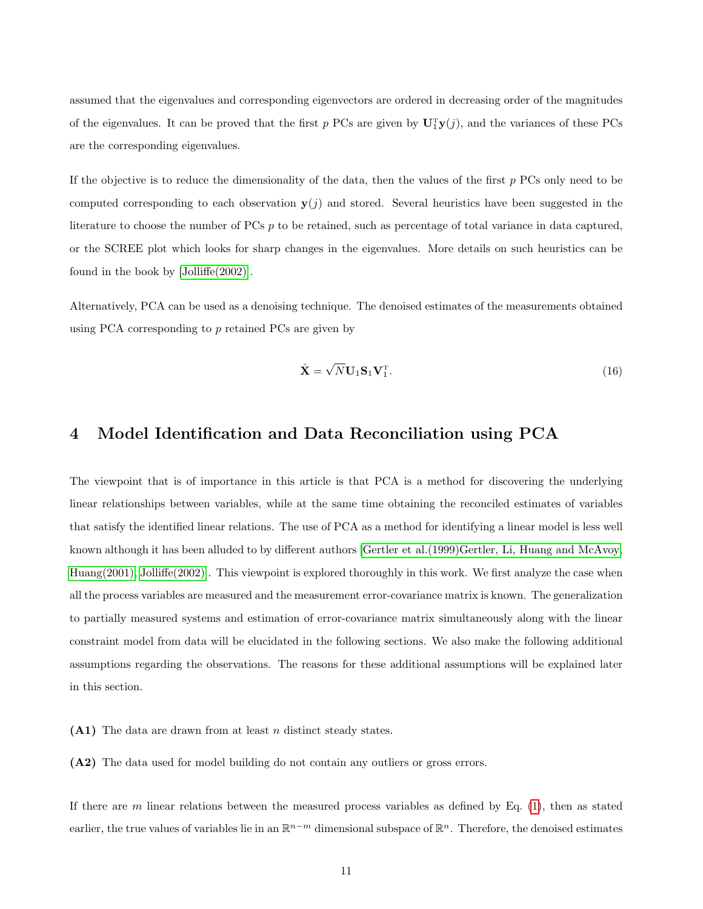assumed that the eigenvalues and corresponding eigenvectors are ordered in decreasing order of the magnitudes of the eigenvalues. It can be proved that the first $p$ PCs are given by $\mathbf{U}_1^{\mathrm{T}}\mathbf{y}(j)$, and the variances of these PCs are the corresponding eigenvalues.

If the objective is to reduce the dimensionality of the data, then the values of the first $p$ PCs only need to be computed corresponding to each observation $\mathbf{y}(j)$ and stored. Several heuristics have been suggested in the literature to choose the number of PCs $p$ to be retained, such as percentage of total variance in data captured, or the SCREE plot which looks for sharp changes in the eigenvalues. More details on such heuristics can be found in the book by [Jolliffe(2002)].

Alternatively, PCA can be used as a denoising technique. The denoised estimates of the measurements obtained using PCA corresponding to $p$ retained PCs are given by

$$\hat{\mathbf{X}} = \sqrt{N}\mathbf{U}_1\mathbf{S}_1\mathbf{V}_1^{\mathrm{T}}. \tag{16}$$

# 4 Model Identification and Data Reconciliation using PCA

The viewpoint that is of importance in this article is that PCA is a method for discovering the underlying linear relationships between variables, while at the same time obtaining the reconciled estimates of variables that satisfy the identified linear relations. The use of PCA as a method for identifying a linear model is less well known although it has been alluded to by different authors [Gertler et al.(1999)Gertler, Li, Huang and McAvoy, Huang(2001), Jolliffe(2002)]. This viewpoint is explored thoroughly in this work. We first analyze the case when all the process variables are measured and the measurement error-covariance matrix is known. The generalization to partially measured systems and estimation of error-covariance matrix simultaneously along with the linear constraint model from data will be elucidated in the following sections. We also make the following additional assumptions regarding the observations. The reasons for these additional assumptions will be explained later in this section.

**(A1)** The data are drawn from at least $n$ distinct steady states.

**(A2)** The data used for model building do not contain any outliers or gross errors.

If there are $m$ linear relations between the measured process variables as defined by Eq. (1), then as stated earlier, the true values of variables lie in an $\mathbb{R}^{n-m}$ dimensional subspace of $\mathbb{R}^n$. Therefore, the denoised estimates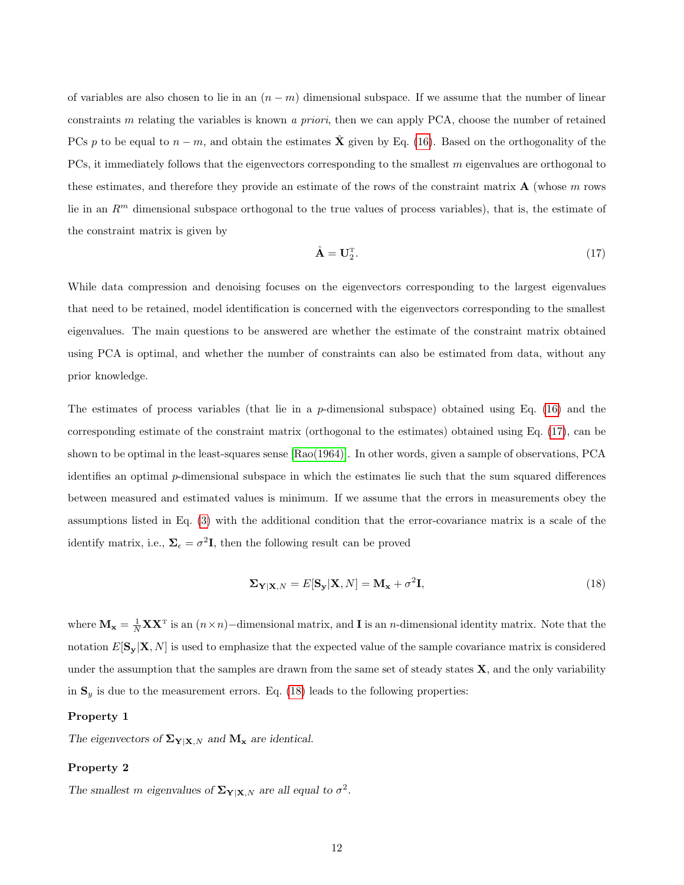of variables are also chosen to lie in an $(n-m)$ dimensional subspace. If we assume that the number of linear constraints $m$ relating the variables is known *a priori*, then we can apply PCA, choose the number of retained PCs $p$ to be equal to $n-m$, and obtain the estimates $\hat{\mathbf{X}}$ given by Eq. (16). Based on the orthogonality of the PCs, it immediately follows that the eigenvectors corresponding to the smallest $m$ eigenvalues are orthogonal to these estimates, and therefore they provide an estimate of the rows of the constraint matrix $\mathbf{A}$ (whose $m$ rows lie in an $R^m$ dimensional subspace orthogonal to the true values of process variables), that is, the estimate of the constraint matrix is given by

$$\hat{\mathbf{A}} = \mathbf{U}_2^{\mathrm{T}}. \tag{17}$$

While data compression and denoising focuses on the eigenvectors corresponding to the largest eigenvalues that need to be retained, model identification is concerned with the eigenvectors corresponding to the smallest eigenvalues. The main questions to be answered are whether the estimate of the constraint matrix obtained using PCA is optimal, and whether the number of constraints can also be estimated from data, without any prior knowledge.

The estimates of process variables (that lie in a $p$-dimensional subspace) obtained using Eq. (16) and the corresponding estimate of the constraint matrix (orthogonal to the estimates) obtained using Eq. (17), can be shown to be optimal in the least-squares sense [Rao(1964)]. In other words, given a sample of observations, PCA identifies an optimal $p$-dimensional subspace in which the estimates lie such that the sum squared differences between measured and estimated values is minimum. If we assume that the errors in measurements obey the assumptions listed in Eq. (3) with the additional condition that the error-covariance matrix is a scale of the identify matrix, i.e., $\mathbf{\Sigma}_\epsilon = \sigma^2\mathbf{I}$, then the following result can be proved

$$\mathbf{\Sigma}_{\mathbf{Y}|\mathbf{X},N} = E[\mathbf{S}_\mathbf{y}|\mathbf{X}, N] = \mathbf{M}_\mathbf{x} + \sigma^2\mathbf{I}, \tag{18}$$

where $\mathbf{M}_\mathbf{x} = \frac{1}{N}\mathbf{X}\mathbf{X}^{\mathrm{T}}$ is an $(n \times n)-$dimensional matrix, and $\mathbf{I}$ is an $n$-dimensional identity matrix. Note that the notation $E[\mathbf{S}_\mathbf{y}|\mathbf{X}, N]$ is used to emphasize that the expected value of the sample covariance matrix is considered under the assumption that the samples are drawn from the same set of steady states $\mathbf{X}$, and the only variability in $\mathbf{S}_y$ is due to the measurement errors. Eq. (18) leads to the following properties:

**Property 1**

*The eigenvectors of* $\mathbf{\Sigma}_{\mathbf{Y}|\mathbf{X},N}$ *and* $\mathbf{M}_\mathbf{x}$ *are identical.*

**Property 2**

*The smallest* $m$ *eigenvalues of* $\mathbf{\Sigma}_{\mathbf{Y}|\mathbf{X},N}$ *are all equal to* $\sigma^2$*.*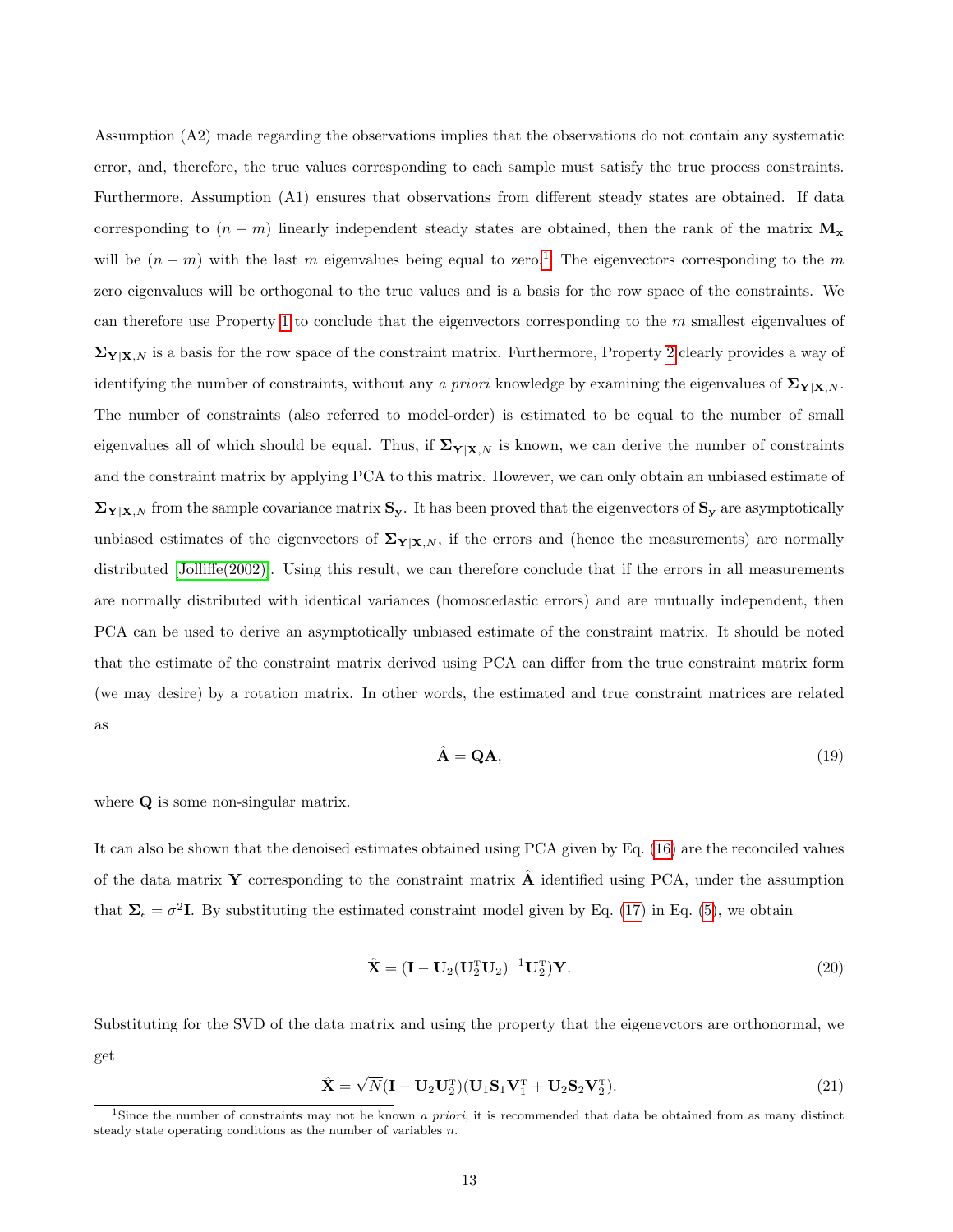Assumption (A2) made regarding the observations implies that the observations do not contain any systematic error, and, therefore, the true values corresponding to each sample must satisfy the true process constraints. Furthermore, Assumption (A1) ensures that observations from different steady states are obtained. If data corresponding to $(n-m)$ linearly independent steady states are obtained, then the rank of the matrix $\mathbf{M_x}$ will be $(n-m)$ with the last $m$ eigenvalues being equal to zero.[1] The eigenvectors corresponding to the $m$ zero eigenvalues will be orthogonal to the true values and is a basis for the row space of the constraints. We can therefore use Property 1 to conclude that the eigenvectors corresponding to the $m$ smallest eigenvalues of $\mathbf{\Sigma_{Y|X},}_N$ is a basis for the row space of the constraint matrix. Furthermore, Property 2 clearly provides a way of identifying the number of constraints, without any *a priori* knowledge by examining the eigenvalues of $\mathbf{\Sigma}_{\mathbf{Y|X},N}$. The number of constraints (also referred to model-order) is estimated to be equal to the number of small eigenvalues all of which should be equal. Thus, if $\mathbf{\Sigma}_{\mathbf{Y|X},N}$ is known, we can derive the number of constraints and the constraint matrix by applying PCA to this matrix. However, we can only obtain an unbiased estimate of $\mathbf{\Sigma}_{\mathbf{Y|X},N}$ from the sample covariance matrix $\mathbf{S_y}$. It has been proved that the eigenvectors of $\mathbf{S_y}$ are asymptotically unbiased estimates of the eigenvectors of $\mathbf{\Sigma}_{\mathbf{Y|X},N}$, if the errors and (hence the measurements) are normally distributed [Jolliffe(2002)]. Using this result, we can therefore conclude that if the errors in all measurements are normally distributed with identical variances (homoscedastic errors) and are mutually independent, then PCA can be used to derive an asymptotically unbiased estimate of the constraint matrix. It should be noted that the estimate of the constraint matrix derived using PCA can differ from the true constraint matrix form (we may desire) by a rotation matrix. In other words, the estimated and true constraint matrices are related as

$$\hat{\mathbf{A}} = \mathbf{QA}, \tag{19}$$

where $\mathbf{Q}$ is some non-singular matrix.

It can also be shown that the denoised estimates obtained using PCA given by Eq. (16) are the reconciled values of the data matrix $\mathbf{Y}$ corresponding to the constraint matrix $\hat{\mathbf{A}}$ identified using PCA, under the assumption that $\mathbf{\Sigma}_\epsilon = \sigma^2\mathbf{I}$. By substituting the estimated constraint model given by Eq. (17) in Eq. (5), we obtain

$$\hat{\mathbf{X}} = (\mathbf{I} - \mathbf{U}_2(\mathbf{U}_2^{\mathrm{T}}\mathbf{U}_2)^{-1}\mathbf{U}_2^{\mathrm{T}})\mathbf{Y}. \tag{20}$$

Substituting for the SVD of the data matrix and using the property that the eigenevctors are orthonormal, we get

$$\hat{\mathbf{X}} = \sqrt{N}(\mathbf{I} - \mathbf{U}_2\mathbf{U}_2^{\mathrm{T}})(\mathbf{U}_1\mathbf{S}_1\mathbf{V}_1^{\mathrm{T}} + \mathbf{U}_2\mathbf{S}_2\mathbf{V}_2^{\mathrm{T}}). \tag{21}$$

[1] Since the number of constraints may not be known *a priori*, it is recommended that data be obtained from as many distinct steady state operating conditions as the number of variables $n$.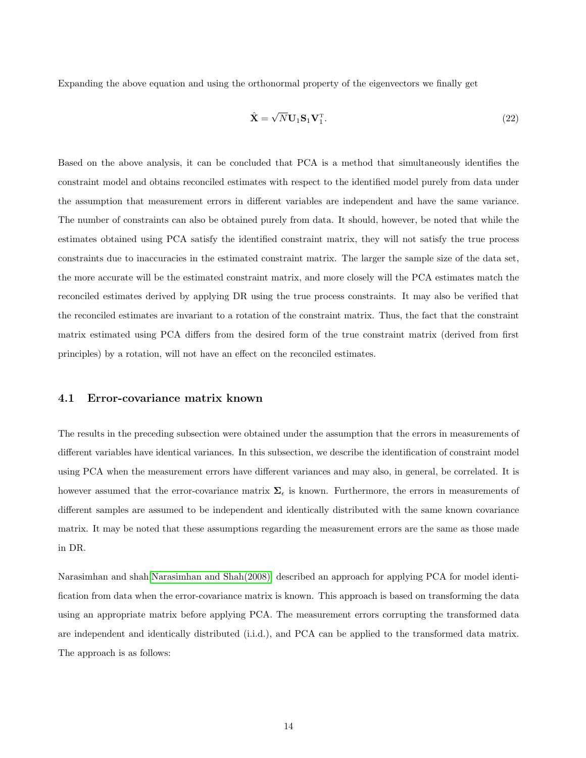Expanding the above equation and using the orthonormal property of the eigenvectors we finally get

$$\hat{\mathbf{X}} = \sqrt{N}\mathbf{U}_1\mathbf{S}_1\mathbf{V}_1^{\mathrm{T}}. \tag{22}$$

Based on the above analysis, it can be concluded that PCA is a method that simultaneously identifies the constraint model and obtains reconciled estimates with respect to the identified model purely from data under the assumption that measurement errors in different variables are independent and have the same variance. The number of constraints can also be obtained purely from data. It should, however, be noted that while the estimates obtained using PCA satisfy the identified constraint matrix, they will not satisfy the true process constraints due to inaccuracies in the estimated constraint matrix. The larger the sample size of the data set, the more accurate will be the estimated constraint matrix, and more closely will the PCA estimates match the reconciled estimates derived by applying DR using the true process constraints. It may also be verified that the reconciled estimates are invariant to a rotation of the constraint matrix. Thus, the fact that the constraint matrix estimated using PCA differs from the desired form of the true constraint matrix (derived from first principles) by a rotation, will not have an effect on the reconciled estimates.

### 4.1 Error-covariance matrix known

The results in the preceding subsection were obtained under the assumption that the errors in measurements of different variables have identical variances. In this subsection, we describe the identification of constraint model using PCA when the measurement errors have different variances and may also, in general, be correlated. It is however assumed that the error-covariance matrix $\boldsymbol{\Sigma}_\epsilon$ is known. Furthermore, the errors in measurements of different samples are assumed to be independent and identically distributed with the same known covariance matrix. It may be noted that these assumptions regarding the measurement errors are the same as those made in DR.

Narasimhan and shah[Narasimhan and Shah(2008)] described an approach for applying PCA for model identification from data when the error-covariance matrix is known. This approach is based on transforming the data using an appropriate matrix before applying PCA. The measurement errors corrupting the transformed data are independent and identically distributed (i.i.d.), and PCA can be applied to the transformed data matrix. The approach is as follows: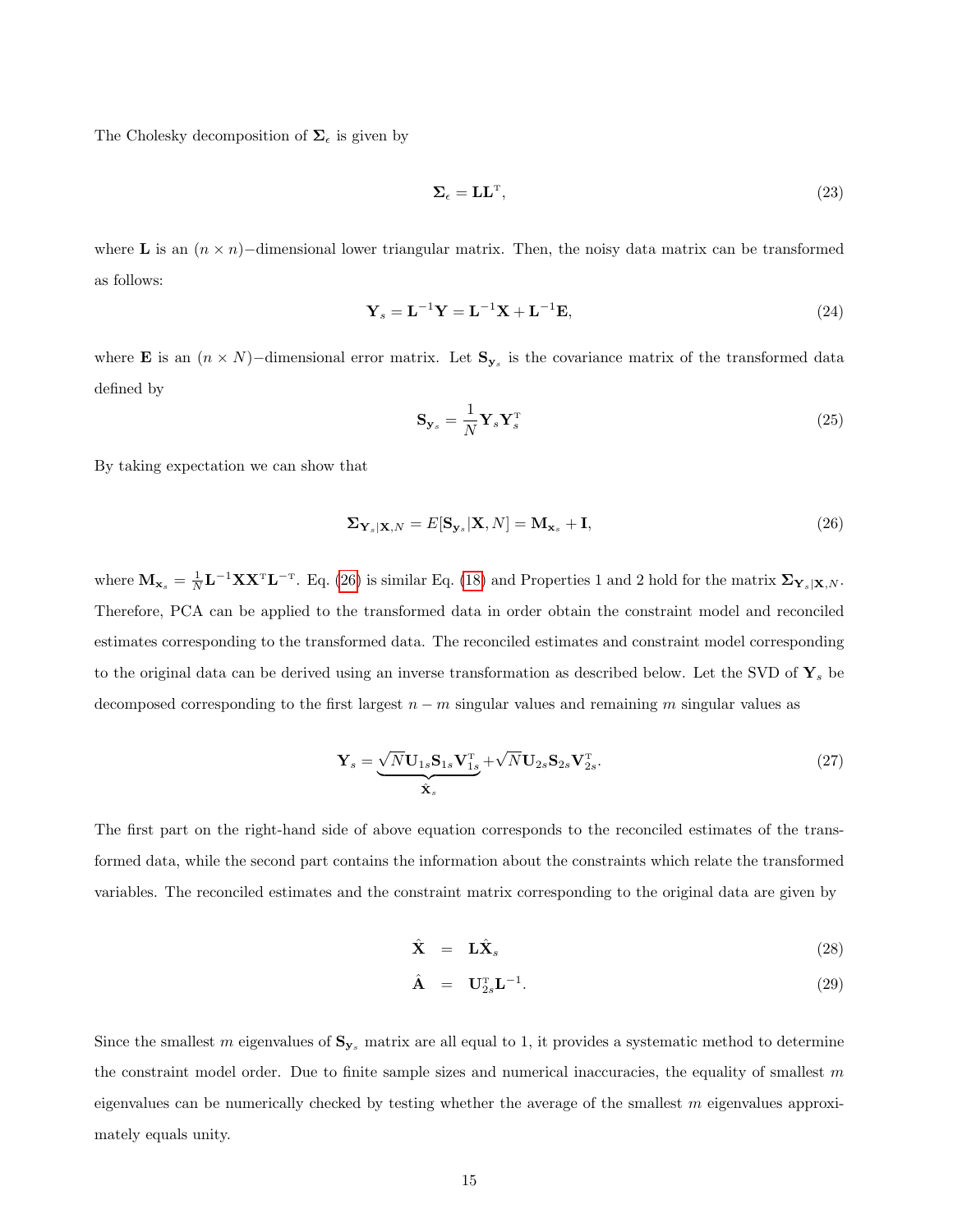The Cholesky decomposition of $\boldsymbol{\Sigma}_\epsilon$ is given by

$$\boldsymbol{\Sigma}_\epsilon = \mathbf{L}\mathbf{L}^{\mathrm{T}}, \tag{23}$$

where $\mathbf{L}$ is an $(n \times n)-$dimensional lower triangular matrix. Then, the noisy data matrix can be transformed as follows:

$$\mathbf{Y}_s = \mathbf{L}^{-1}\mathbf{Y} = \mathbf{L}^{-1}\mathbf{X} + \mathbf{L}^{-1}\mathbf{E}, \tag{24}$$

where $\mathbf{E}$ is an $(n \times N)-$dimensional error matrix. Let $\mathbf{S}_{\mathbf{y}_s}$ is the covariance matrix of the transformed data defined by

$$\mathbf{S}_{\mathbf{y}_s} = \frac{1}{N}\mathbf{Y}_s\mathbf{Y}_s^{\mathrm{T}} \tag{25}$$

By taking expectation we can show that

$$\boldsymbol{\Sigma}_{\mathbf{Y}_s|\mathbf{X},N} = E[\mathbf{S}_{\mathbf{y}_s}|\mathbf{X}, N] = \mathbf{M}_{\mathbf{x}_s} + \mathbf{I}, \tag{26}$$

where $\mathbf{M}_{\mathbf{x}_s} = \frac{1}{N}\mathbf{L}^{-1}\mathbf{X}\mathbf{X}^{\mathrm{T}}\mathbf{L}^{-\mathrm{T}}$. Eq. (26) is similar Eq. (18) and Properties 1 and 2 hold for the matrix $\boldsymbol{\Sigma}_{\mathbf{Y}_s|\mathbf{X},N}$. Therefore, PCA can be applied to the transformed data in order obtain the constraint model and reconciled estimates corresponding to the transformed data. The reconciled estimates and constraint model corresponding to the original data can be derived using an inverse transformation as described below. Let the SVD of $\mathbf{Y}_s$ be decomposed corresponding to the first largest $n - m$ singular values and remaining $m$ singular values as

$$\mathbf{Y}_s = \underbrace{\sqrt{N}\mathbf{U}_{1s}\mathbf{S}_{1s}\mathbf{V}_{1s}^{\mathrm{T}}}_{\hat{\mathbf{X}}_s} + \sqrt{N}\mathbf{U}_{2s}\mathbf{S}_{2s}\mathbf{V}_{2s}^{\mathrm{T}}. \tag{27}$$

The first part on the right-hand side of above equation corresponds to the reconciled estimates of the transformed data, while the second part contains the information about the constraints which relate the transformed variables. The reconciled estimates and the constraint matrix corresponding to the original data are given by

$$\hat{\mathbf{X}} = \mathbf{L}\hat{\mathbf{X}}_s \tag{28}$$

$$\hat{\mathbf{A}} = \mathbf{U}_{2s}^{\mathrm{T}}\mathbf{L}^{-1}. \tag{29}$$

Since the smallest $m$ eigenvalues of $\mathbf{S}_{\mathbf{y}_s}$ matrix are all equal to 1, it provides a systematic method to determine the constraint model order. Due to finite sample sizes and numerical inaccuracies, the equality of smallest $m$ eigenvalues can be numerically checked by testing whether the average of the smallest $m$ eigenvalues approximately equals unity.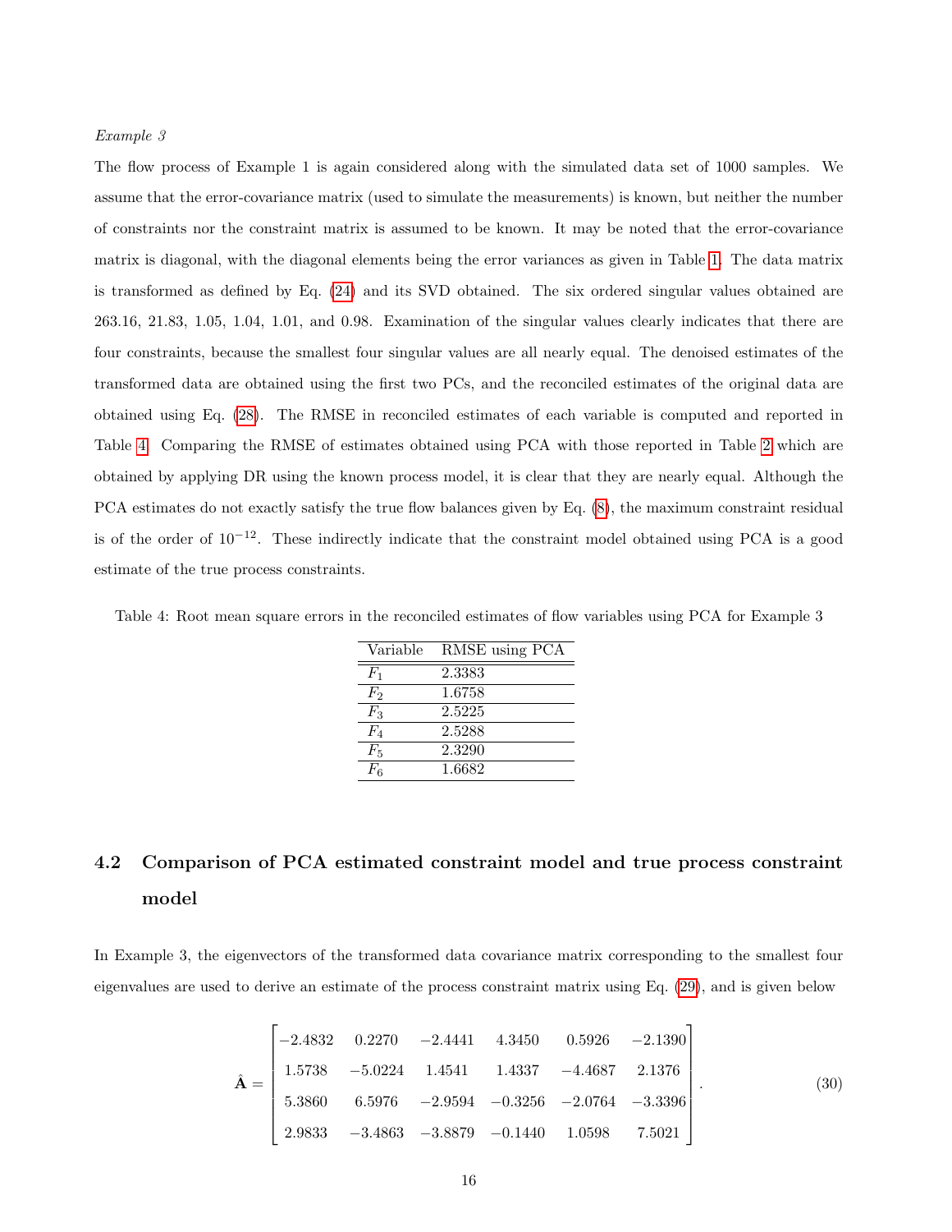*Example 3*

The flow process of Example 1 is again considered along with the simulated data set of 1000 samples. We assume that the error-covariance matrix (used to simulate the measurements) is known, but neither the number of constraints nor the constraint matrix is assumed to be known. It may be noted that the error-covariance matrix is diagonal, with the diagonal elements being the error variances as given in Table 1. The data matrix is transformed as defined by Eq. (24) and its SVD obtained. The six ordered singular values obtained are 263.16, 21.83, 1.05, 1.04, 1.01, and 0.98. Examination of the singular values clearly indicates that there are four constraints, because the smallest four singular values are all nearly equal. The denoised estimates of the transformed data are obtained using the first two PCs, and the reconciled estimates of the original data are obtained using Eq. (28). The RMSE in reconciled estimates of each variable is computed and reported in Table 4. Comparing the RMSE of estimates obtained using PCA with those reported in Table 2 which are obtained by applying DR using the known process model, it is clear that they are nearly equal. Although the PCA estimates do not exactly satisfy the true flow balances given by Eq. (8), the maximum constraint residual is of the order of $10^{-12}$. These indirectly indicate that the constraint model obtained using PCA is a good estimate of the true process constraints.

Table 4: Root mean square errors in the reconciled estimates of flow variables using PCA for Example 3

| Variable | RMSE using PCA |
|---|---|
| $F_1$ | 2.3383 |
| $F_2$ | 1.6758 |
| $F_3$ | 2.5225 |
| $F_4$ | 2.5288 |
| $F_5$ | 2.3290 |
| $F_6$ | 1.6682 |

## 4.2 Comparison of PCA estimated constraint model and true process constraint model

In Example 3, the eigenvectors of the transformed data covariance matrix corresponding to the smallest four eigenvalues are used to derive an estimate of the process constraint matrix using Eq. (29), and is given below

$$\hat{\mathbf{A}} = \begin{bmatrix} -2.4832 & 0.2270 & -2.4441 & 4.3450 & 0.5926 & -2.1390 \\ 1.5738 & -5.0224 & 1.4541 & 1.4337 & -4.4687 & 2.1376 \\ 5.3860 & 6.5976 & -2.9594 & -0.3256 & -2.0764 & -3.3396 \\ 2.9833 & -3.4863 & -3.8879 & -0.1440 & 1.0598 & 7.5021 \end{bmatrix}. \tag{30}$$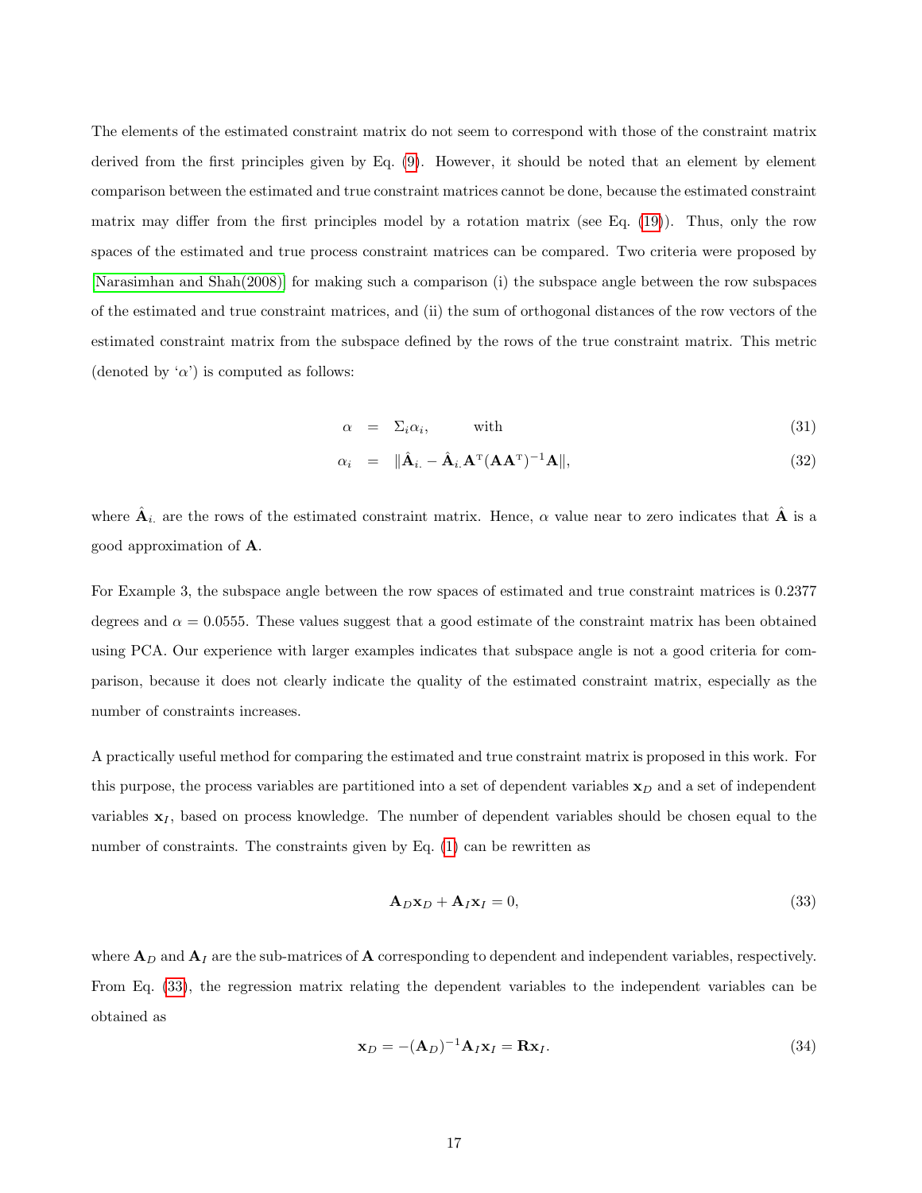The elements of the estimated constraint matrix do not seem to correspond with those of the constraint matrix derived from the first principles given by Eq. (9). However, it should be noted that an element by element comparison between the estimated and true constraint matrices cannot be done, because the estimated constraint matrix may differ from the first principles model by a rotation matrix (see Eq. (19)). Thus, only the row spaces of the estimated and true process constraint matrices can be compared. Two criteria were proposed by Narasimhan and Shah(2008) for making such a comparison (i) the subspace angle between the row subspaces of the estimated and true constraint matrices, and (ii) the sum of orthogonal distances of the row vectors of the estimated constraint matrix from the subspace defined by the rows of the true constraint matrix. This metric (denoted by '$\alpha$') is computed as follows:

$$\alpha = \Sigma_i \alpha_i, \qquad \text{with} \tag{31}$$

$$\alpha_i = \|\hat{\mathbf{A}}_{i.} - \hat{\mathbf{A}}_{i.}\mathbf{A}^{\mathrm{T}}(\mathbf{A}\mathbf{A}^{\mathrm{T}})^{-1}\mathbf{A}\|, \tag{32}$$

where $\hat{\mathbf{A}}_{i.}$ are the rows of the estimated constraint matrix. Hence, $\alpha$ value near to zero indicates that $\hat{\mathbf{A}}$ is a good approximation of $\mathbf{A}$.

For Example 3, the subspace angle between the row spaces of estimated and true constraint matrices is 0.2377 degrees and $\alpha = 0.0555$. These values suggest that a good estimate of the constraint matrix has been obtained using PCA. Our experience with larger examples indicates that subspace angle is not a good criteria for comparison, because it does not clearly indicate the quality of the estimated constraint matrix, especially as the number of constraints increases.

A practically useful method for comparing the estimated and true constraint matrix is proposed in this work. For this purpose, the process variables are partitioned into a set of dependent variables $\mathbf{x}_D$ and a set of independent variables $\mathbf{x}_I$, based on process knowledge. The number of dependent variables should be chosen equal to the number of constraints. The constraints given by Eq. (1) can be rewritten as

$$\mathbf{A}_D\mathbf{x}_D + \mathbf{A}_I\mathbf{x}_I = 0, \tag{33}$$

where $\mathbf{A}_D$ and $\mathbf{A}_I$ are the sub-matrices of $\mathbf{A}$ corresponding to dependent and independent variables, respectively. From Eq. (33), the regression matrix relating the dependent variables to the independent variables can be obtained as

$$\mathbf{x}_D = -(\mathbf{A}_D)^{-1}\mathbf{A}_I\mathbf{x}_I = \mathbf{R}\mathbf{x}_I. \tag{34}$$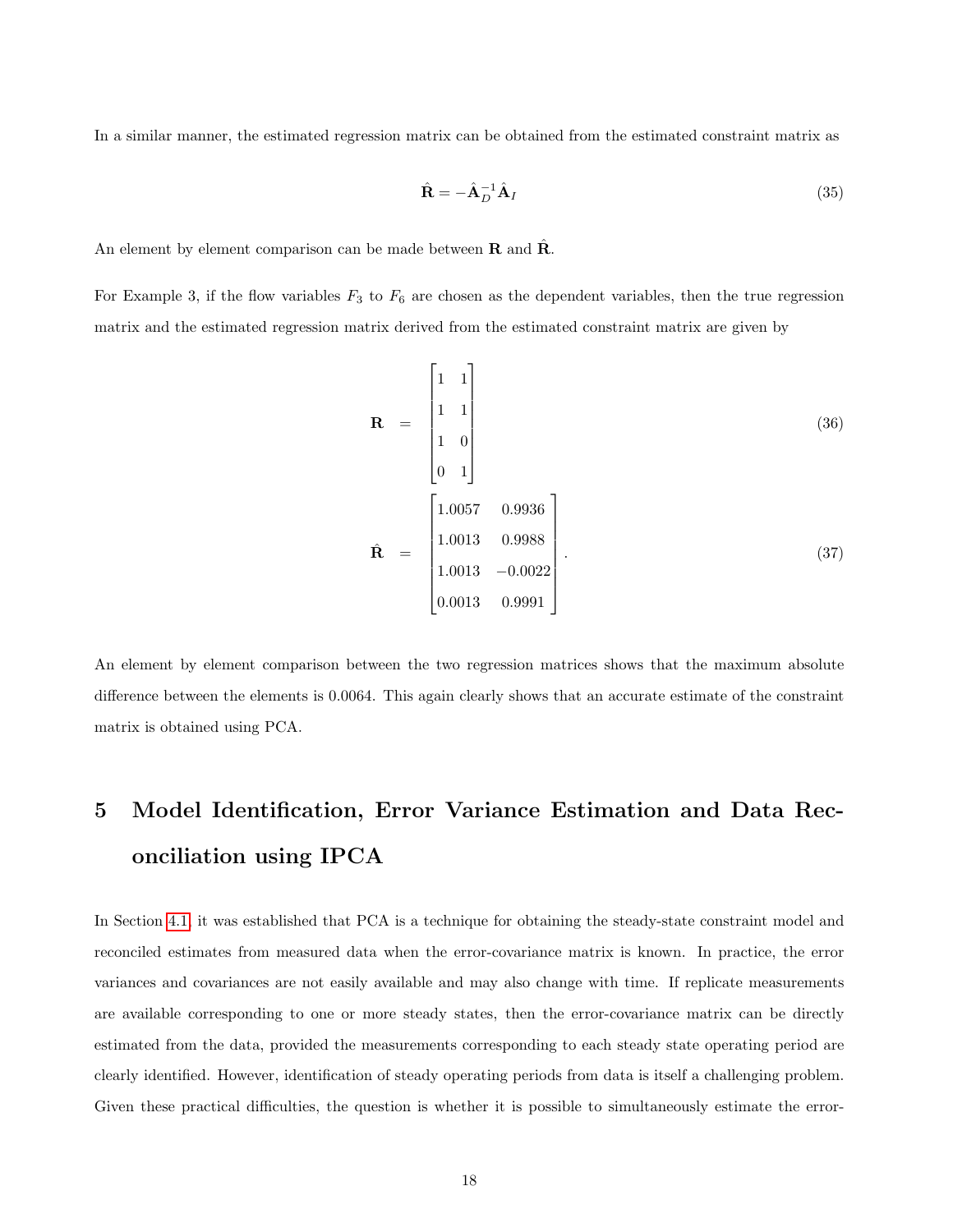In a similar manner, the estimated regression matrix can be obtained from the estimated constraint matrix as

$$\hat{\mathbf{R}} = -\hat{\mathbf{A}}_D^{-1}\hat{\mathbf{A}}_I \tag{35}$$

An element by element comparison can be made between $\mathbf{R}$ and $\hat{\mathbf{R}}$.

For Example 3, if the flow variables $F_3$ to $F_6$ are chosen as the dependent variables, then the true regression matrix and the estimated regression matrix derived from the estimated constraint matrix are given by

$$\mathbf{R} = \begin{bmatrix} 1 & 1 \\ 1 & 1 \\ 1 & 0 \\ 0 & 1 \end{bmatrix} \tag{36}$$

$$\hat{\mathbf{R}} = \begin{bmatrix} 1.0057 & 0.9936 \\ 1.0013 & 0.9988 \\ 1.0013 & -0.0022 \\ 0.0013 & 0.9991 \end{bmatrix}. \tag{37}$$

An element by element comparison between the two regression matrices shows that the maximum absolute difference between the elements is 0.0064. This again clearly shows that an accurate estimate of the constraint matrix is obtained using PCA.

# 5 Model Identification, Error Variance Estimation and Data Reconciliation using IPCA

In Section 4.1, it was established that PCA is a technique for obtaining the steady-state constraint model and reconciled estimates from measured data when the error-covariance matrix is known. In practice, the error variances and covariances are not easily available and may also change with time. If replicate measurements are available corresponding to one or more steady states, then the error-covariance matrix can be directly estimated from the data, provided the measurements corresponding to each steady state operating period are clearly identified. However, identification of steady operating periods from data is itself a challenging problem. Given these practical difficulties, the question is whether it is possible to simultaneously estimate the error-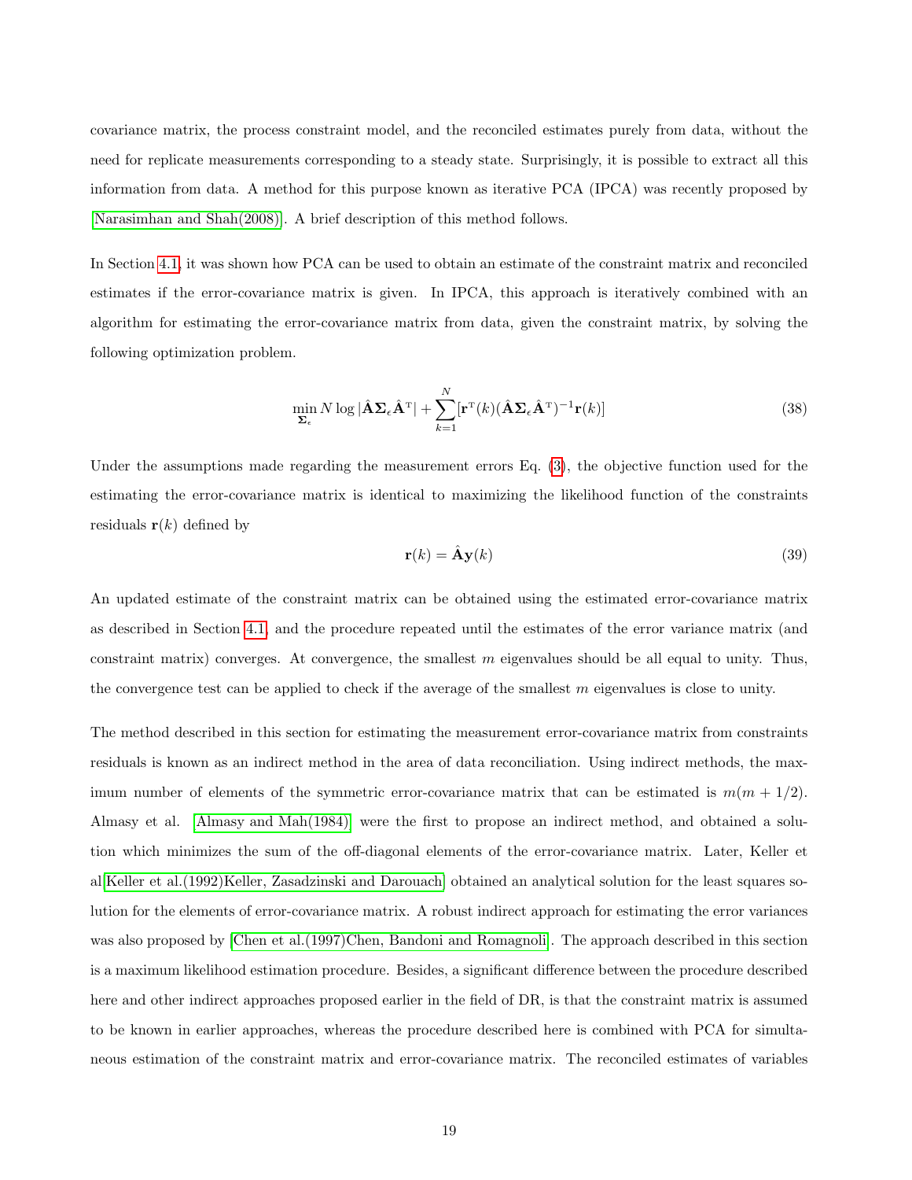covariance matrix, the process constraint model, and the reconciled estimates purely from data, without the need for replicate measurements corresponding to a steady state. Surprisingly, it is possible to extract all this information from data. A method for this purpose known as iterative PCA (IPCA) was recently proposed by [Narasimhan and Shah(2008)]. A brief description of this method follows.

In Section 4.1, it was shown how PCA can be used to obtain an estimate of the constraint matrix and reconciled estimates if the error-covariance matrix is given. In IPCA, this approach is iteratively combined with an algorithm for estimating the error-covariance matrix from data, given the constraint matrix, by solving the following optimization problem.

$$\min_{\mathbf{\Sigma}_\epsilon} N \log |\hat{\mathbf{A}}\mathbf{\Sigma}_\epsilon \hat{\mathbf{A}}^{\mathrm{T}}| + \sum_{k=1}^{N} [\mathbf{r}^{\mathrm{T}}(k)(\hat{\mathbf{A}}\mathbf{\Sigma}_\epsilon \hat{\mathbf{A}}^{\mathrm{T}})^{-1}\mathbf{r}(k)] \tag{38}$$

Under the assumptions made regarding the measurement errors Eq. (3), the objective function used for the estimating the error-covariance matrix is identical to maximizing the likelihood function of the constraints residuals $\mathbf{r}(k)$ defined by

$$\mathbf{r}(k) = \hat{\mathbf{A}}\mathbf{y}(k) \tag{39}$$

An updated estimate of the constraint matrix can be obtained using the estimated error-covariance matrix as described in Section 4.1, and the procedure repeated until the estimates of the error variance matrix (and constraint matrix) converges. At convergence, the smallest $m$ eigenvalues should be all equal to unity. Thus, the convergence test can be applied to check if the average of the smallest $m$ eigenvalues is close to unity.

The method described in this section for estimating the measurement error-covariance matrix from constraints residuals is known as an indirect method in the area of data reconciliation. Using indirect methods, the maximum number of elements of the symmetric error-covariance matrix that can be estimated is $m(m+1/2)$. Almasy et al. [Almasy and Mah(1984)] were the first to propose an indirect method, and obtained a solution which minimizes the sum of the off-diagonal elements of the error-covariance matrix. Later, Keller et al[Keller et al.(1992)Keller, Zasadzinski and Darouach] obtained an analytical solution for the least squares solution for the elements of error-covariance matrix. A robust indirect approach for estimating the error variances was also proposed by [Chen et al.(1997)Chen, Bandoni and Romagnoli]. The approach described in this section is a maximum likelihood estimation procedure. Besides, a significant difference between the procedure described here and other indirect approaches proposed earlier in the field of DR, is that the constraint matrix is assumed to be known in earlier approaches, whereas the procedure described here is combined with PCA for simultaneous estimation of the constraint matrix and error-covariance matrix. The reconciled estimates of variables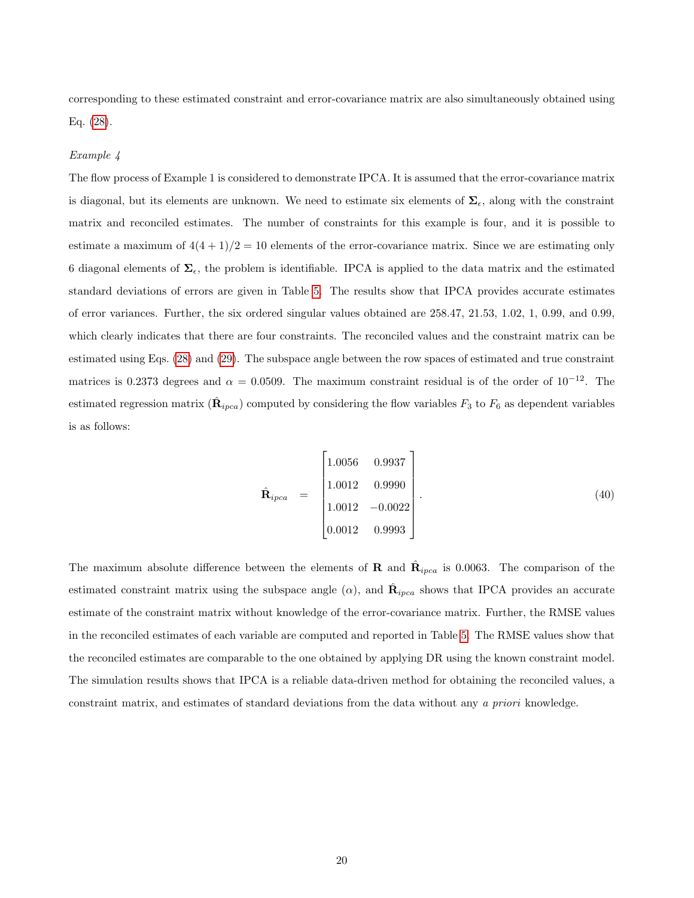corresponding to these estimated constraint and error-covariance matrix are also simultaneously obtained using Eq. (28).

*Example 4*

The flow process of Example 1 is considered to demonstrate IPCA. It is assumed that the error-covariance matrix is diagonal, but its elements are unknown. We need to estimate six elements of $\mathbf{\Sigma}_\epsilon$, along with the constraint matrix and reconciled estimates. The number of constraints for this example is four, and it is possible to estimate a maximum of $4(4+1)/2 = 10$ elements of the error-covariance matrix. Since we are estimating only 6 diagonal elements of $\mathbf{\Sigma}_\epsilon$, the problem is identifiable. IPCA is applied to the data matrix and the estimated standard deviations of errors are given in Table 5. The results show that IPCA provides accurate estimates of error variances. Further, the six ordered singular values obtained are 258.47, 21.53, 1.02, 1, 0.99, and 0.99, which clearly indicates that there are four constraints. The reconciled values and the constraint matrix can be estimated using Eqs. (28) and (29). The subspace angle between the row spaces of estimated and true constraint matrices is 0.2373 degrees and $\alpha = 0.0509$. The maximum constraint residual is of the order of $10^{-12}$. The estimated regression matrix ($\hat{\mathbf{R}}_{ipca}$) computed by considering the flow variables $F_3$ to $F_6$ as dependent variables is as follows:

$$\hat{\mathbf{R}}_{ipca} = \begin{bmatrix} 1.0056 & 0.9937 \\ 1.0012 & 0.9990 \\ 1.0012 & -0.0022 \\ 0.0012 & 0.9993 \end{bmatrix}. \tag{40}$$

The maximum absolute difference between the elements of $\mathbf{R}$ and $\hat{\mathbf{R}}_{ipca}$ is 0.0063. The comparison of the estimated constraint matrix using the subspace angle ($\alpha$), and $\hat{\mathbf{R}}_{ipca}$ shows that IPCA provides an accurate estimate of the constraint matrix without knowledge of the error-covariance matrix. Further, the RMSE values in the reconciled estimates of each variable are computed and reported in Table 5. The RMSE values show that the reconciled estimates are comparable to the one obtained by applying DR using the known constraint model. The simulation results shows that IPCA is a reliable data-driven method for obtaining the reconciled values, a constraint matrix, and estimates of standard deviations from the data without any *a priori* knowledge.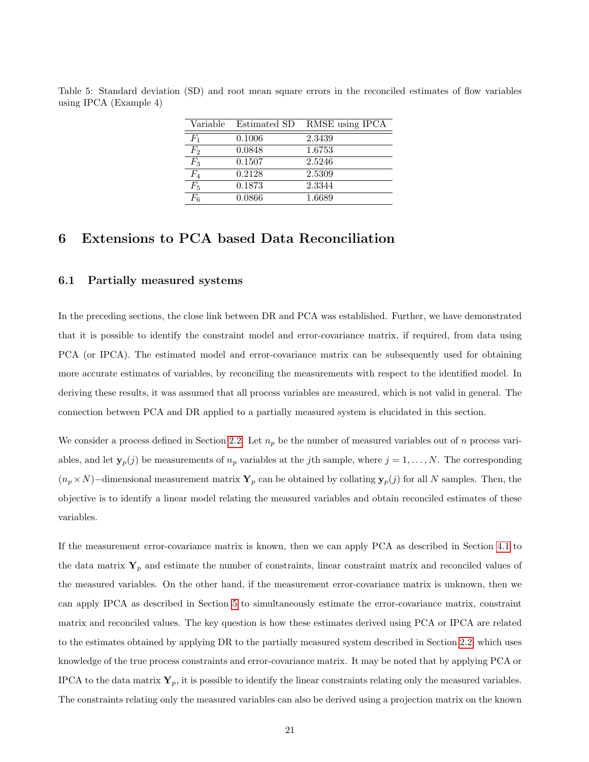Table 5: Standard deviation (SD) and root mean square errors in the reconciled estimates of flow variables using IPCA (Example 4)

| Variable | Estimated SD | RMSE using IPCA |
|---|---|---|
| $F_1$ | 0.1006 | 2.3439 |
| $F_2$ | 0.0848 | 1.6753 |
| $F_3$ | 0.1507 | 2.5246 |
| $F_4$ | 0.2128 | 2.5309 |
| $F_5$ | 0.1873 | 2.3344 |
| $F_6$ | 0.0866 | 1.6689 |

# 6 Extensions to PCA based Data Reconciliation

## 6.1 Partially measured systems

In the preceding sections, the close link between DR and PCA was established. Further, we have demonstrated that it is possible to identify the constraint model and error-covariance matrix, if required, from data using PCA (or IPCA). The estimated model and error-covariance matrix can be subsequently used for obtaining more accurate estimates of variables, by reconciling the measurements with respect to the identified model. In deriving these results, it was assumed that all process variables are measured, which is not valid in general. The connection between PCA and DR applied to a partially measured system is elucidated in this section.

We consider a process defined in Section 2.2. Let $n_p$ be the number of measured variables out of $n$ process variables, and let $\mathbf{y}_p(j)$ be measurements of $n_p$ variables at the $j$th sample, where $j = 1, \ldots, N$. The corresponding $(n_p \times N)-$dimensional measurement matrix $\mathbf{Y}_p$ can be obtained by collating $\mathbf{y}_p(j)$ for all $N$ samples. Then, the objective is to identify a linear model relating the measured variables and obtain reconciled estimates of these variables.

If the measurement error-covariance matrix is known, then we can apply PCA as described in Section 4.1 to the data matrix $\mathbf{Y}_p$ and estimate the number of constraints, linear constraint matrix and reconciled values of the measured variables. On the other hand, if the measurement error-covariance matrix is unknown, then we can apply IPCA as described in Section 5 to simultaneously estimate the error-covariance matrix, constraint matrix and reconciled values. The key question is how these estimates derived using PCA or IPCA are related to the estimates obtained by applying DR to the partially measured system described in Section 2.2, which uses knowledge of the true process constraints and error-covariance matrix. It may be noted that by applying PCA or IPCA to the data matrix $\mathbf{Y}_p$, it is possible to identify the linear constraints relating only the measured variables. The constraints relating only the measured variables can also be derived using a projection matrix on the known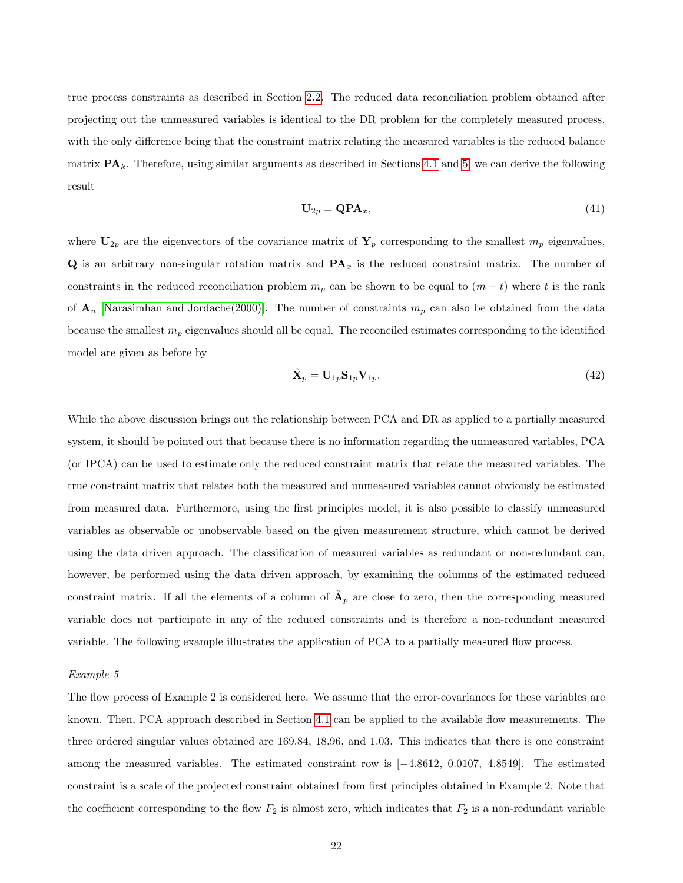true process constraints as described in Section 2.2. The reduced data reconciliation problem obtained after projecting out the unmeasured variables is identical to the DR problem for the completely measured process, with the only difference being that the constraint matrix relating the measured variables is the reduced balance matrix $\mathbf{PA}_k$. Therefore, using similar arguments as described in Sections 4.1 and 5, we can derive the following result

$$\mathbf{U}_{2p} = \mathbf{QPA}_x, \tag{41}$$

where $\mathbf{U}_{2p}$ are the eigenvectors of the covariance matrix of $\mathbf{Y}_p$ corresponding to the smallest $m_p$ eigenvalues, $\mathbf{Q}$ is an arbitrary non-singular rotation matrix and $\mathbf{PA}_x$ is the reduced constraint matrix. The number of constraints in the reduced reconciliation problem $m_p$ can be shown to be equal to $(m - t)$ where $t$ is the rank of $\mathbf{A}_u$ [Narasimhan and Jordache(2000)]. The number of constraints $m_p$ can also be obtained from the data because the smallest $m_p$ eigenvalues should all be equal. The reconciled estimates corresponding to the identified model are given as before by

$$\hat{\mathbf{X}}_p = \mathbf{U}_{1p}\mathbf{S}_{1p}\mathbf{V}_{1p}. \tag{42}$$

While the above discussion brings out the relationship between PCA and DR as applied to a partially measured system, it should be pointed out that because there is no information regarding the unmeasured variables, PCA (or IPCA) can be used to estimate only the reduced constraint matrix that relate the measured variables. The true constraint matrix that relates both the measured and unmeasured variables cannot obviously be estimated from measured data. Furthermore, using the first principles model, it is also possible to classify unmeasured variables as observable or unobservable based on the given measurement structure, which cannot be derived using the data driven approach. The classification of measured variables as redundant or non-redundant can, however, be performed using the data driven approach, by examining the columns of the estimated reduced constraint matrix. If all the elements of a column of $\hat{\mathbf{A}}_p$ are close to zero, then the corresponding measured variable does not participate in any of the reduced constraints and is therefore a non-redundant measured variable. The following example illustrates the application of PCA to a partially measured flow process.

*Example 5*

The flow process of Example 2 is considered here. We assume that the error-covariances for these variables are known. Then, PCA approach described in Section 4.1 can be applied to the available flow measurements. The three ordered singular values obtained are 169.84, 18.96, and 1.03. This indicates that there is one constraint among the measured variables. The estimated constraint row is [−4.8612, 0.0107, 4.8549]. The estimated constraint is a scale of the projected constraint obtained from first principles obtained in Example 2. Note that the coefficient corresponding to the flow $F_2$ is almost zero, which indicates that $F_2$ is a non-redundant variable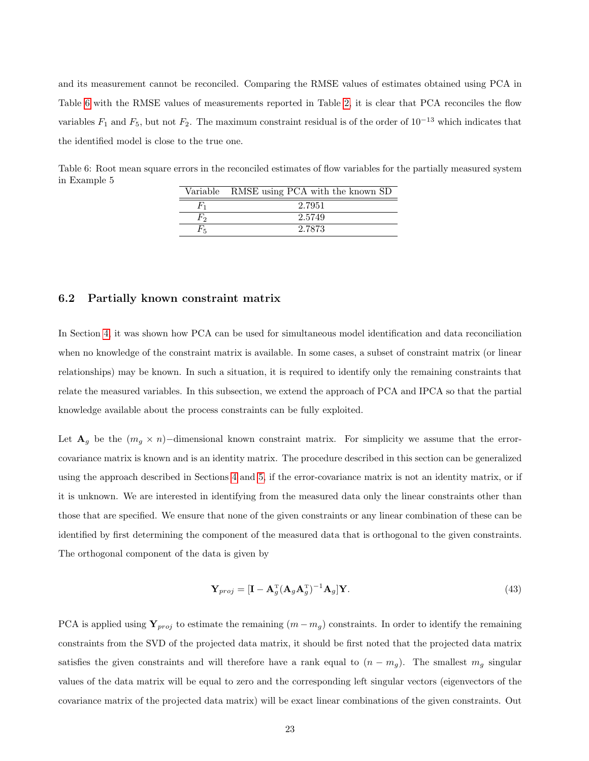and its measurement cannot be reconciled. Comparing the RMSE values of estimates obtained using PCA in Table 6 with the RMSE values of measurements reported in Table 2, it is clear that PCA reconciles the flow variables $F_1$ and $F_5$, but not $F_2$. The maximum constraint residual is of the order of $10^{-13}$ which indicates that the identified model is close to the true one.

Table 6: Root mean square errors in the reconciled estimates of flow variables for the partially measured system in Example 5

| Variable | RMSE using PCA with the known SD |
|---|---|
| $F_1$ | 2.7951 |
| $F_2$ | 2.5749 |
| $F_5$ | 2.7873 |

### 6.2 Partially known constraint matrix

In Section 4, it was shown how PCA can be used for simultaneous model identification and data reconciliation when no knowledge of the constraint matrix is available. In some cases, a subset of constraint matrix (or linear relationships) may be known. In such a situation, it is required to identify only the remaining constraints that relate the measured variables. In this subsection, we extend the approach of PCA and IPCA so that the partial knowledge available about the process constraints can be fully exploited.

Let $\mathbf{A}_g$ be the $(m_g \times n)-$dimensional known constraint matrix. For simplicity we assume that the error-covariance matrix is known and is an identity matrix. The procedure described in this section can be generalized using the approach described in Sections 4 and 5, if the error-covariance matrix is not an identity matrix, or if it is unknown. We are interested in identifying from the measured data only the linear constraints other than those that are specified. We ensure that none of the given constraints or any linear combination of these can be identified by first determining the component of the measured data that is orthogonal to the given constraints. The orthogonal component of the data is given by

$$\mathbf{Y}_{proj} = [\mathbf{I} - \mathbf{A}_g^{\mathrm{T}}(\mathbf{A}_g\mathbf{A}_g^{\mathrm{T}})^{-1}\mathbf{A}_g]\mathbf{Y}. \tag{43}$$

PCA is applied using $\mathbf{Y}_{proj}$ to estimate the remaining $(m - m_g)$ constraints. In order to identify the remaining constraints from the SVD of the projected data matrix, it should be first noted that the projected data matrix satisfies the given constraints and will therefore have a rank equal to $(n - m_g)$. The smallest $m_g$ singular values of the data matrix will be equal to zero and the corresponding left singular vectors (eigenvectors of the covariance matrix of the projected data matrix) will be exact linear combinations of the given constraints. Out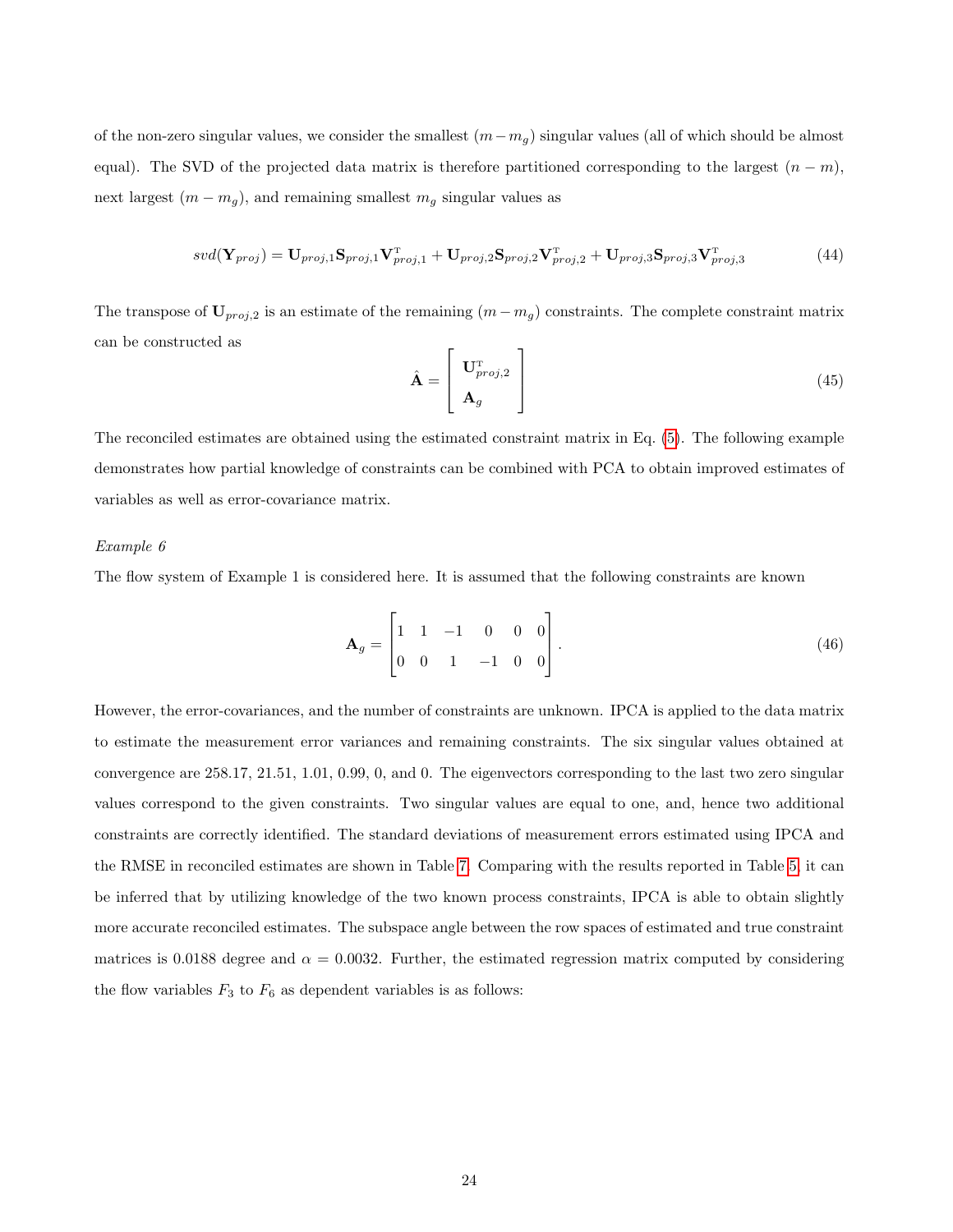of the non-zero singular values, we consider the smallest $(m - m_g)$ singular values (all of which should be almost equal). The SVD of the projected data matrix is therefore partitioned corresponding to the largest $(n - m)$, next largest $(m - m_g)$, and remaining smallest $m_g$ singular values as

$$svd(\mathbf{Y}_{proj}) = \mathbf{U}_{proj,1}\mathbf{S}_{proj,1}\mathbf{V}^{\mathrm{T}}_{proj,1} + \mathbf{U}_{proj,2}\mathbf{S}_{proj,2}\mathbf{V}^{\mathrm{T}}_{proj,2} + \mathbf{U}_{proj,3}\mathbf{S}_{proj,3}\mathbf{V}^{\mathrm{T}}_{proj,3} \tag{44}$$

The transpose of $\mathbf{U}_{proj,2}$ is an estimate of the remaining $(m - m_g)$ constraints. The complete constraint matrix can be constructed as

$$\hat{\mathbf{A}} = \begin{bmatrix} \mathbf{U}^{\mathrm{T}}_{proj,2} \\ \mathbf{A}_g \end{bmatrix} \tag{45}$$

The reconciled estimates are obtained using the estimated constraint matrix in Eq. (5). The following example demonstrates how partial knowledge of constraints can be combined with PCA to obtain improved estimates of variables as well as error-covariance matrix.

*Example 6*

The flow system of Example 1 is considered here. It is assumed that the following constraints are known

$$\mathbf{A}_g = \begin{bmatrix} 1 & 1 & -1 & 0 & 0 & 0 \\ 0 & 0 & 1 & -1 & 0 & 0 \end{bmatrix}. \tag{46}$$

However, the error-covariances, and the number of constraints are unknown. IPCA is applied to the data matrix to estimate the measurement error variances and remaining constraints. The six singular values obtained at convergence are 258.17, 21.51, 1.01, 0.99, 0, and 0. The eigenvectors corresponding to the last two zero singular values correspond to the given constraints. Two singular values are equal to one, and, hence two additional constraints are correctly identified. The standard deviations of measurement errors estimated using IPCA and the RMSE in reconciled estimates are shown in Table 7. Comparing with the results reported in Table 5, it can be inferred that by utilizing knowledge of the two known process constraints, IPCA is able to obtain slightly more accurate reconciled estimates. The subspace angle between the row spaces of estimated and true constraint matrices is 0.0188 degree and $\alpha = 0.0032$. Further, the estimated regression matrix computed by considering the flow variables $F_3$ to $F_6$ as dependent variables is as follows: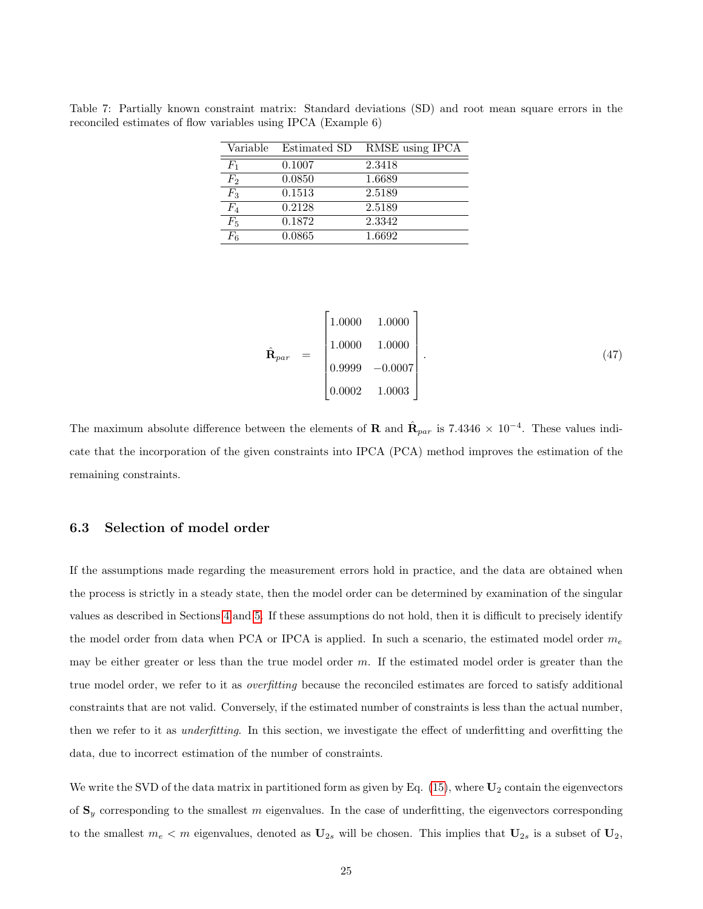Table 7: Partially known constraint matrix: Standard deviations (SD) and root mean square errors in the reconciled estimates of flow variables using IPCA (Example 6)

| Variable | Estimated SD | RMSE using IPCA |
|---|---|---|
| $F_1$ | 0.1007 | 2.3418 |
| $F_2$ | 0.0850 | 1.6689 |
| $F_3$ | 0.1513 | 2.5189 |
| $F_4$ | 0.2128 | 2.5189 |
| $F_5$ | 0.1872 | 2.3342 |
| $F_6$ | 0.0865 | 1.6692 |

$$
\hat{\mathbf{R}}_{par} = \begin{bmatrix} 1.0000 & 1.0000 \\ 1.0000 & 1.0000 \\ 0.9999 & -0.0007 \\ 0.0002 & 1.0003 \end{bmatrix}. \tag{47}
$$

The maximum absolute difference between the elements of $\mathbf{R}$ and $\hat{\mathbf{R}}_{par}$ is $7.4346 \times 10^{-4}$. These values indicate that the incorporation of the given constraints into IPCA (PCA) method improves the estimation of the remaining constraints.

### 6.3 Selection of model order

If the assumptions made regarding the measurement errors hold in practice, and the data are obtained when the process is strictly in a steady state, then the model order can be determined by examination of the singular values as described in Sections 4 and 5. If these assumptions do not hold, then it is difficult to precisely identify the model order from data when PCA or IPCA is applied. In such a scenario, the estimated model order $m_e$ may be either greater or less than the true model order $m$. If the estimated model order is greater than the true model order, we refer to it as *overfitting* because the reconciled estimates are forced to satisfy additional constraints that are not valid. Conversely, if the estimated number of constraints is less than the actual number, then we refer to it as *underfitting*. In this section, we investigate the effect of underfitting and overfitting the data, due to incorrect estimation of the number of constraints.

We write the SVD of the data matrix in partitioned form as given by Eq. (15), where $\mathbf{U}_2$ contain the eigenvectors of $\mathbf{S}_y$ corresponding to the smallest $m$ eigenvalues. In the case of underfitting, the eigenvectors corresponding to the smallest $m_e < m$ eigenvalues, denoted as $\mathbf{U}_{2s}$ will be chosen. This implies that $\mathbf{U}_{2s}$ is a subset of $\mathbf{U}_2$,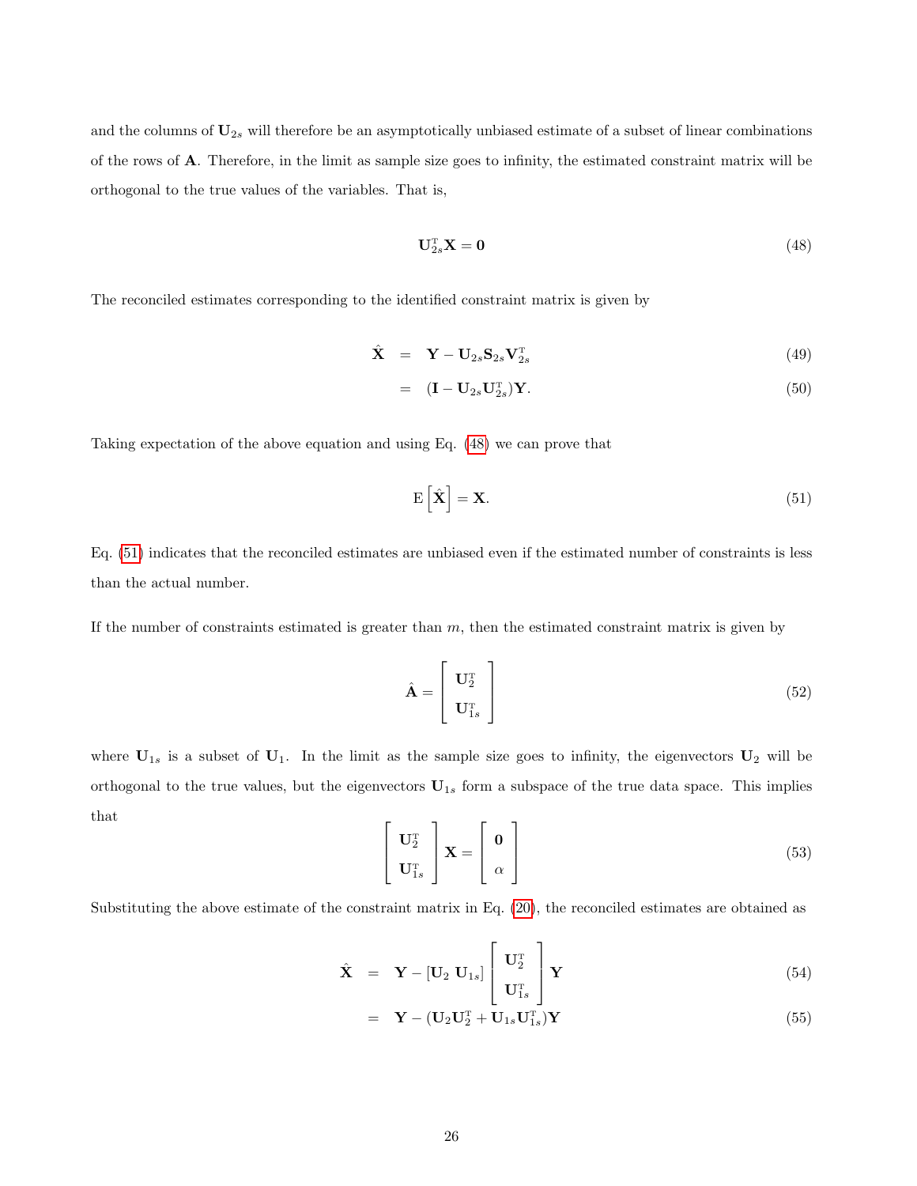and the columns of $\mathbf{U}_{2s}$ will therefore be an asymptotically unbiased estimate of a subset of linear combinations of the rows of $\mathbf{A}$. Therefore, in the limit as sample size goes to infinity, the estimated constraint matrix will be orthogonal to the true values of the variables. That is,

$$\mathbf{U}_{2s}^{\mathrm{T}}\mathbf{X} = \mathbf{0} \tag{48}$$

The reconciled estimates corresponding to the identified constraint matrix is given by

$$\begin{aligned} \hat{\mathbf{X}} &= \mathbf{Y} - \mathbf{U}_{2s}\mathbf{S}_{2s}\mathbf{V}_{2s}^{\mathrm{T}} &(49)\\ &= (\mathbf{I} - \mathbf{U}_{2s}\mathbf{U}_{2s}^{\mathrm{T}})\mathbf{Y}. &(50) \end{aligned}$$

Taking expectation of the above equation and using Eq. (48) we can prove that

$$\mathrm{E}\left[\hat{\mathbf{X}}\right] = \mathbf{X}. \tag{51}$$

Eq. (51) indicates that the reconciled estimates are unbiased even if the estimated number of constraints is less than the actual number.

If the number of constraints estimated is greater than $m$, then the estimated constraint matrix is given by

$$\hat{\mathbf{A}} = \begin{bmatrix} \mathbf{U}_2^{\mathrm{T}} \\ \mathbf{U}_{1s}^{\mathrm{T}} \end{bmatrix} \tag{52}$$

where $\mathbf{U}_{1s}$ is a subset of $\mathbf{U}_1$. In the limit as the sample size goes to infinity, the eigenvectors $\mathbf{U}_2$ will be orthogonal to the true values, but the eigenvectors $\mathbf{U}_{1s}$ form a subspace of the true data space. This implies that

$$\begin{bmatrix} \mathbf{U}_2^{\mathrm{T}} \\ \mathbf{U}_{1s}^{\mathrm{T}} \end{bmatrix} \mathbf{X} = \begin{bmatrix} \mathbf{0} \\ \alpha \end{bmatrix} \tag{53}$$

Substituting the above estimate of the constraint matrix in Eq. (20), the reconciled estimates are obtained as

$$\begin{aligned} \hat{\mathbf{X}} &= \mathbf{Y} - [\mathbf{U}_2 \ \mathbf{U}_{1s}] \begin{bmatrix} \mathbf{U}_2^{\mathrm{T}} \\ \mathbf{U}_{1s}^{\mathrm{T}} \end{bmatrix} \mathbf{Y} &(54)\\ &= \mathbf{Y} - (\mathbf{U}_2\mathbf{U}_2^{\mathrm{T}} + \mathbf{U}_{1s}\mathbf{U}_{1s}^{\mathrm{T}})\mathbf{Y} &(55) \end{aligned}$$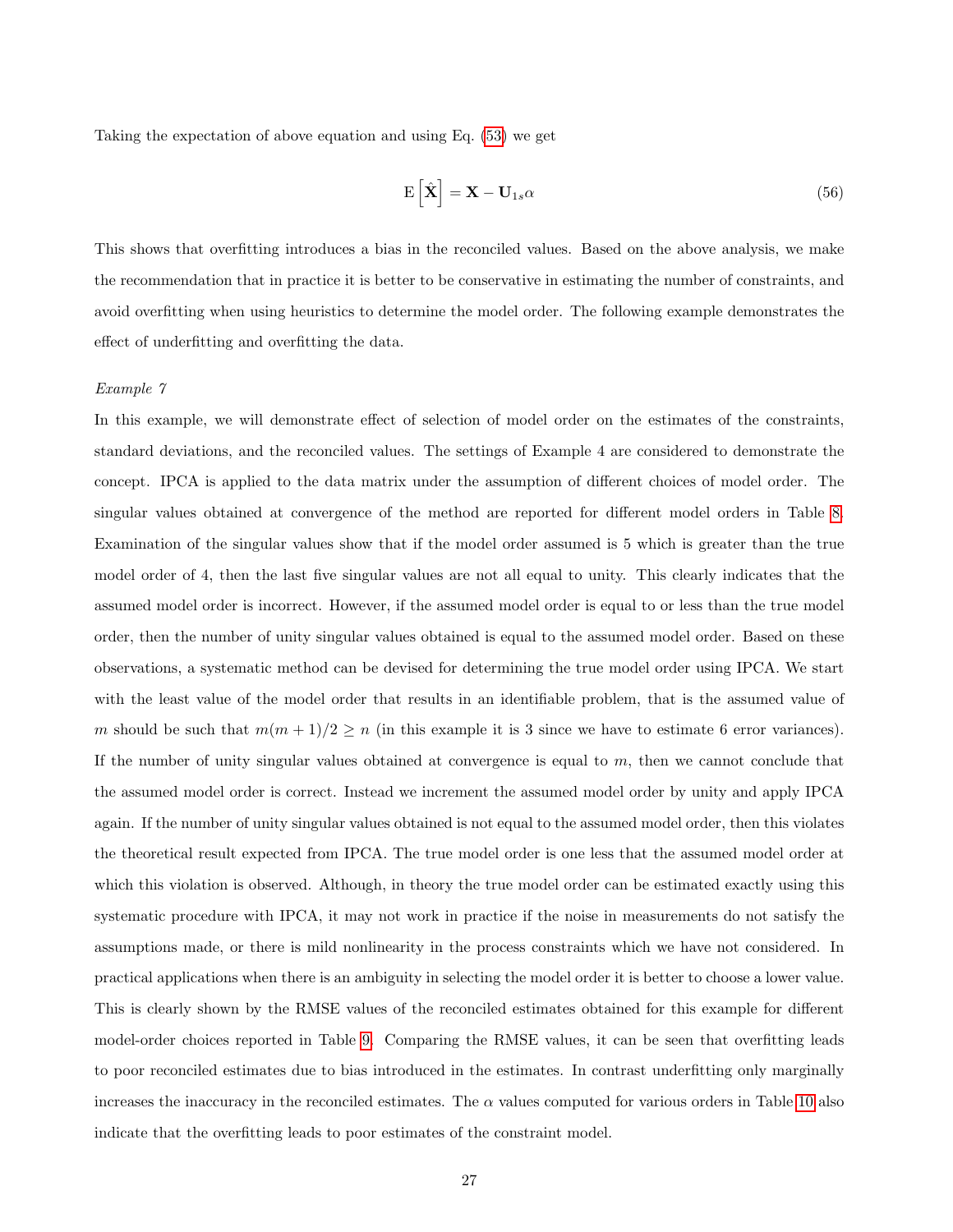Taking the expectation of above equation and using Eq. (53) we get

$$\mathrm{E}\left[\hat{\mathbf{X}}\right] = \mathbf{X} - \mathbf{U}_{1s}\alpha \tag{56}$$

This shows that overfitting introduces a bias in the reconciled values. Based on the above analysis, we make the recommendation that in practice it is better to be conservative in estimating the number of constraints, and avoid overfitting when using heuristics to determine the model order. The following example demonstrates the effect of underfitting and overfitting the data.

*Example 7*

In this example, we will demonstrate effect of selection of model order on the estimates of the constraints, standard deviations, and the reconciled values. The settings of Example 4 are considered to demonstrate the concept. IPCA is applied to the data matrix under the assumption of different choices of model order. The singular values obtained at convergence of the method are reported for different model orders in Table 8. Examination of the singular values show that if the model order assumed is 5 which is greater than the true model order of 4, then the last five singular values are not all equal to unity. This clearly indicates that the assumed model order is incorrect. However, if the assumed model order is equal to or less than the true model order, then the number of unity singular values obtained is equal to the assumed model order. Based on these observations, a systematic method can be devised for determining the true model order using IPCA. We start with the least value of the model order that results in an identifiable problem, that is the assumed value of $m$ should be such that $m(m+1)/2 \geq n$ (in this example it is 3 since we have to estimate 6 error variances). If the number of unity singular values obtained at convergence is equal to $m$, then we cannot conclude that the assumed model order is correct. Instead we increment the assumed model order by unity and apply IPCA again. If the number of unity singular values obtained is not equal to the assumed model order, then this violates the theoretical result expected from IPCA. The true model order is one less that the assumed model order at which this violation is observed. Although, in theory the true model order can be estimated exactly using this systematic procedure with IPCA, it may not work in practice if the noise in measurements do not satisfy the assumptions made, or there is mild nonlinearity in the process constraints which we have not considered. In practical applications when there is an ambiguity in selecting the model order it is better to choose a lower value. This is clearly shown by the RMSE values of the reconciled estimates obtained for this example for different model-order choices reported in Table 9. Comparing the RMSE values, it can be seen that overfitting leads to poor reconciled estimates due to bias introduced in the estimates. In contrast underfitting only marginally increases the inaccuracy in the reconciled estimates. The $\alpha$ values computed for various orders in Table 10 also indicate that the overfitting leads to poor estimates of the constraint model.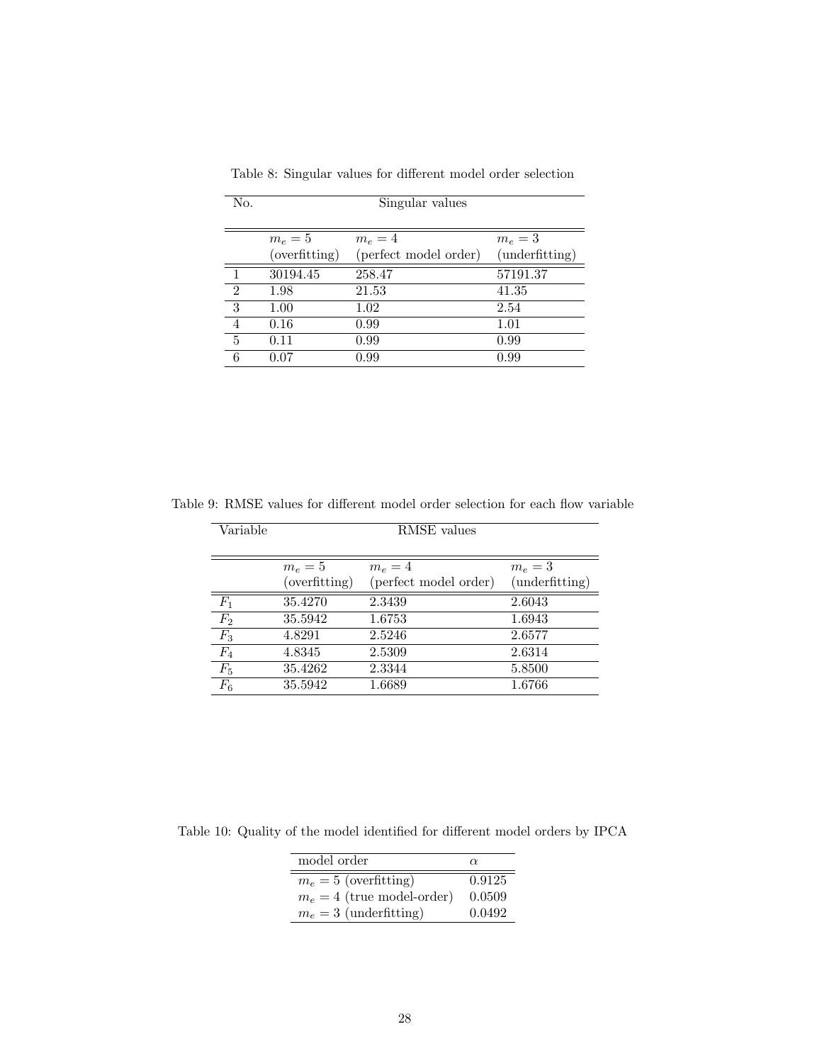Table 8: Singular values for different model order selection

| No. | Singular values | | |
|---|---|---|---|
| | $m_e = 5$ (overfitting) | $m_e = 4$ (perfect model order) | $m_e = 3$ (underfitting) |
| 1 | 30194.45 | 258.47 | 57191.37 |
| 2 | 1.98 | 21.53 | 41.35 |
| 3 | 1.00 | 1.02 | 2.54 |
| 4 | 0.16 | 0.99 | 1.01 |
| 5 | 0.11 | 0.99 | 0.99 |
| 6 | 0.07 | 0.99 | 0.99 |

Table 9: RMSE values for different model order selection for each flow variable

| Variable | RMSE values | | |
|---|---|---|---|
| | $m_e = 5$ (overfitting) | $m_e = 4$ (perfect model order) | $m_e = 3$ (underfitting) |
| $F_1$ | 35.4270 | 2.3439 | 2.6043 |
| $F_2$ | 35.5942 | 1.6753 | 1.6943 |
| $F_3$ | 4.8291 | 2.5246 | 2.6577 |
| $F_4$ | 4.8345 | 2.5309 | 2.6314 |
| $F_5$ | 35.4262 | 2.3344 | 5.8500 |
| $F_6$ | 35.5942 | 1.6689 | 1.6766 |

Table 10: Quality of the model identified for different model orders by IPCA

| model order | $\alpha$ |
|---|---|
| $m_e = 5$ (overfitting) | 0.9125 |
| $m_e = 4$ (true model-order) | 0.0509 |
| $m_e = 3$ (underfitting) | 0.0492 |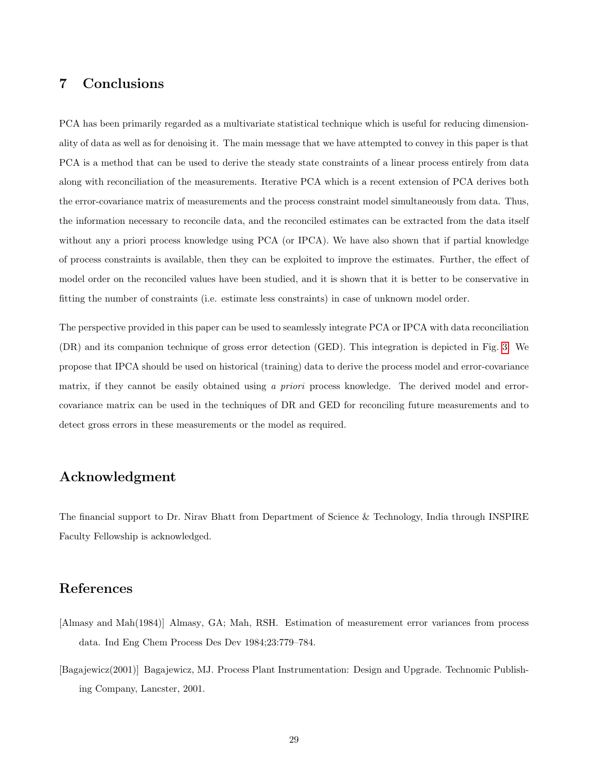## 7 Conclusions

PCA has been primarily regarded as a multivariate statistical technique which is useful for reducing dimensionality of data as well as for denoising it. The main message that we have attempted to convey in this paper is that PCA is a method that can be used to derive the steady state constraints of a linear process entirely from data along with reconciliation of the measurements. Iterative PCA which is a recent extension of PCA derives both the error-covariance matrix of measurements and the process constraint model simultaneously from data. Thus, the information necessary to reconcile data, and the reconciled estimates can be extracted from the data itself without any a priori process knowledge using PCA (or IPCA). We have also shown that if partial knowledge of process constraints is available, then they can be exploited to improve the estimates. Further, the effect of model order on the reconciled values have been studied, and it is shown that it is better to be conservative in fitting the number of constraints (i.e. estimate less constraints) in case of unknown model order.

The perspective provided in this paper can be used to seamlessly integrate PCA or IPCA with data reconciliation (DR) and its companion technique of gross error detection (GED). This integration is depicted in Fig. 3. We propose that IPCA should be used on historical (training) data to derive the process model and error-covariance matrix, if they cannot be easily obtained using *a priori* process knowledge. The derived model and error-covariance matrix can be used in the techniques of DR and GED for reconciling future measurements and to detect gross errors in these measurements or the model as required.

## Acknowledgment

The financial support to Dr. Nirav Bhatt from Department of Science & Technology, India through INSPIRE Faculty Fellowship is acknowledged.

## References

[Almasy and Mah(1984)] Almasy, GA; Mah, RSH. Estimation of measurement error variances from process data. Ind Eng Chem Process Des Dev 1984;23:779–784.

[Bagajewicz(2001)] Bagajewicz, MJ. Process Plant Instrumentation: Design and Upgrade. Technomic Publishing Company, Lancster, 2001.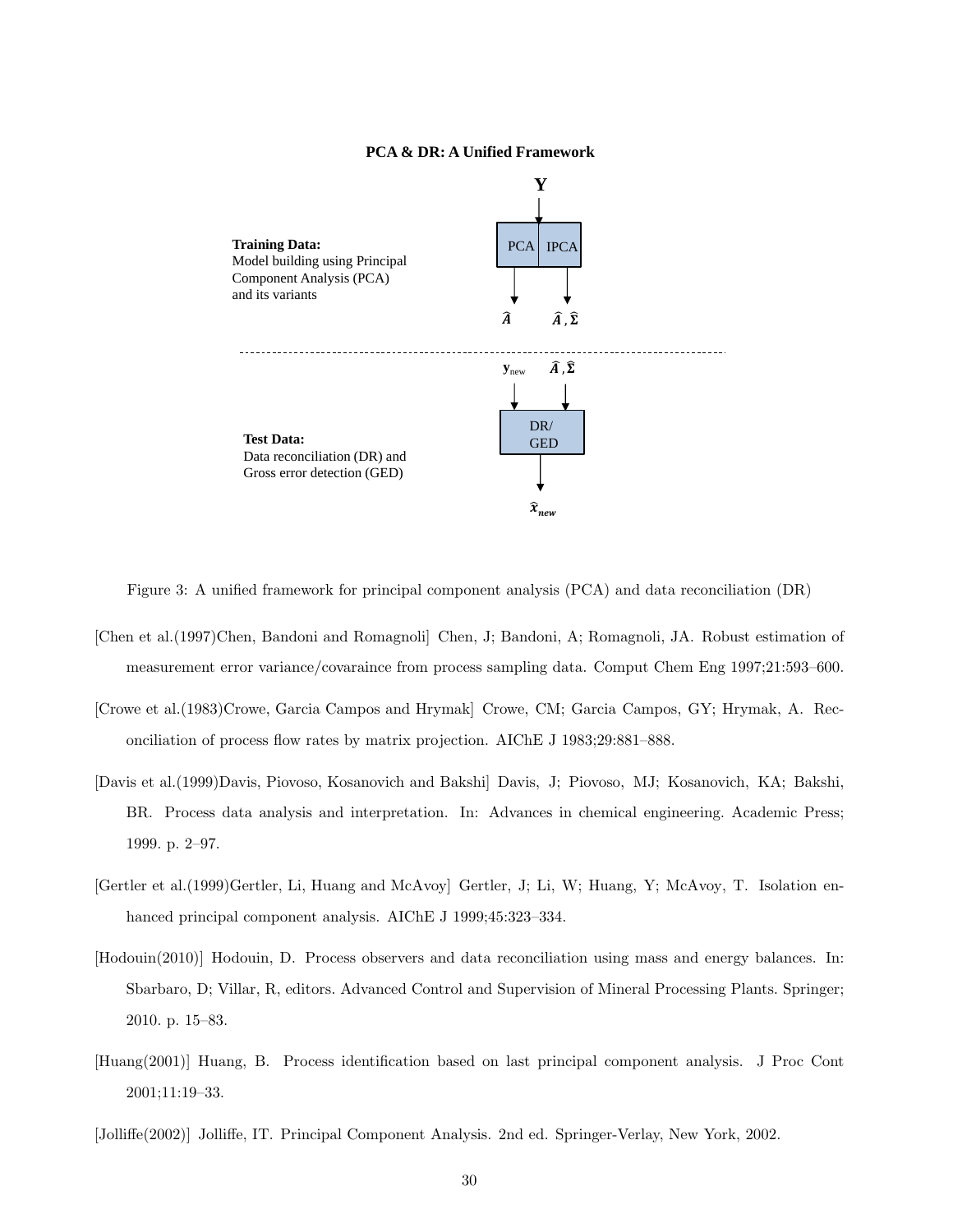**PCA & DR: A Unified Framework**

$\mathbf{Y}$

**Training Data:**
Model building using Principal Component Analysis (PCA) and its variants

PCA IPCA

$\hat{A}$ $\hat{A}, \hat{\Sigma}$

$\mathbf{y}_{new}$ $\hat{A}, \hat{\Sigma}$

**Test Data:**
Data reconciliation (DR) and Gross error detection (GED)

DR/ GED

$\hat{x}_{new}$

Figure 3: A unified framework for principal component analysis (PCA) and data reconciliation (DR)

[Chen et al.(1997)Chen, Bandoni and Romagnoli] Chen, J; Bandoni, A; Romagnoli, JA. Robust estimation of measurement error variance/covaraince from process sampling data. Comput Chem Eng 1997;21:593–600.

[Crowe et al.(1983)Crowe, Garcia Campos and Hrymak] Crowe, CM; Garcia Campos, GY; Hrymak, A. Reconciliation of process flow rates by matrix projection. AIChE J 1983;29:881–888.

[Davis et al.(1999)Davis, Piovoso, Kosanovich and Bakshi] Davis, J; Piovoso, MJ; Kosanovich, KA; Bakshi, BR. Process data analysis and interpretation. In: Advances in chemical engineering. Academic Press; 1999. p. 2–97.

[Gertler et al.(1999)Gertler, Li, Huang and McAvoy] Gertler, J; Li, W; Huang, Y; McAvoy, T. Isolation enhanced principal component analysis. AIChE J 1999;45:323–334.

[Hodouin(2010)] Hodouin, D. Process observers and data reconciliation using mass and energy balances. In: Sbarbaro, D; Villar, R, editors. Advanced Control and Supervision of Mineral Processing Plants. Springer; 2010. p. 15–83.

[Huang(2001)] Huang, B. Process identification based on last principal component analysis. J Proc Cont 2001;11:19–33.

[Jolliffe(2002)] Jolliffe, IT. Principal Component Analysis. 2nd ed. Springer-Verlay, New York, 2002.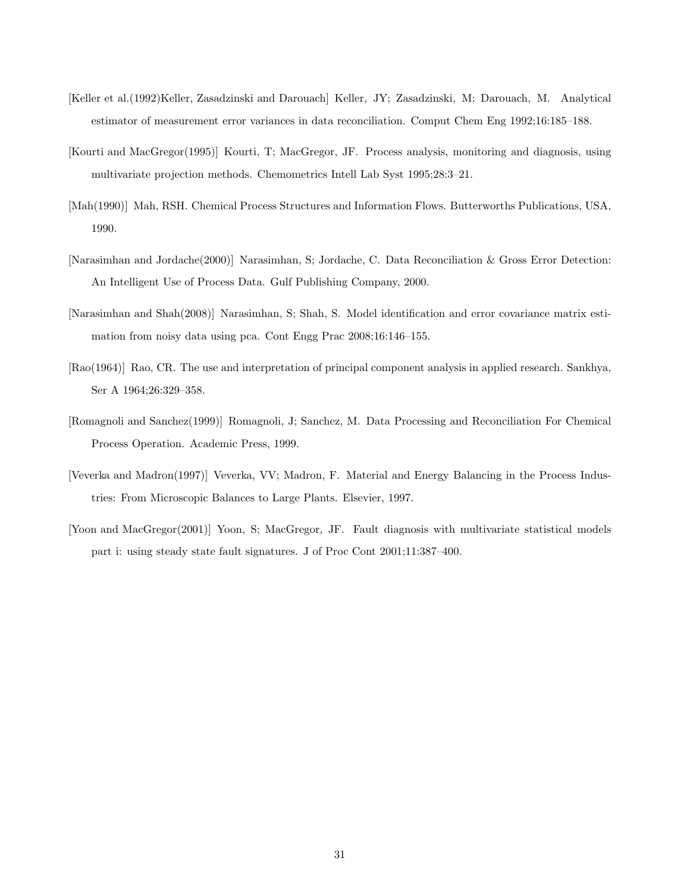[Keller et al.(1992)Keller, Zasadzinski and Darouach] Keller, JY; Zasadzinski, M; Darouach, M. Analytical estimator of measurement error variances in data reconciliation. Comput Chem Eng 1992;16:185–188.

[Kourti and MacGregor(1995)] Kourti, T; MacGregor, JF. Process analysis, monitoring and diagnosis, using multivariate projection methods. Chemometrics Intell Lab Syst 1995;28:3–21.

[Mah(1990)] Mah, RSH. Chemical Process Structures and Information Flows. Butterworths Publications, USA, 1990.

[Narasimhan and Jordache(2000)] Narasimhan, S; Jordache, C. Data Reconciliation & Gross Error Detection: An Intelligent Use of Process Data. Gulf Publishing Company, 2000.

[Narasimhan and Shah(2008)] Narasimhan, S; Shah, S. Model identification and error covariance matrix estimation from noisy data using pca. Cont Engg Prac 2008;16:146–155.

[Rao(1964)] Rao, CR. The use and interpretation of principal component analysis in applied research. Sankhya, Ser A 1964;26:329–358.

[Romagnoli and Sanchez(1999)] Romagnoli, J; Sanchez, M. Data Processing and Reconciliation For Chemical Process Operation. Academic Press, 1999.

[Veverka and Madron(1997)] Veverka, VV; Madron, F. Material and Energy Balancing in the Process Industries: From Microscopic Balances to Large Plants. Elsevier, 1997.

[Yoon and MacGregor(2001)] Yoon, S; MacGregor, JF. Fault diagnosis with multivariate statistical models part i: using steady state fault signatures. J of Proc Cont 2001;11:387–400.